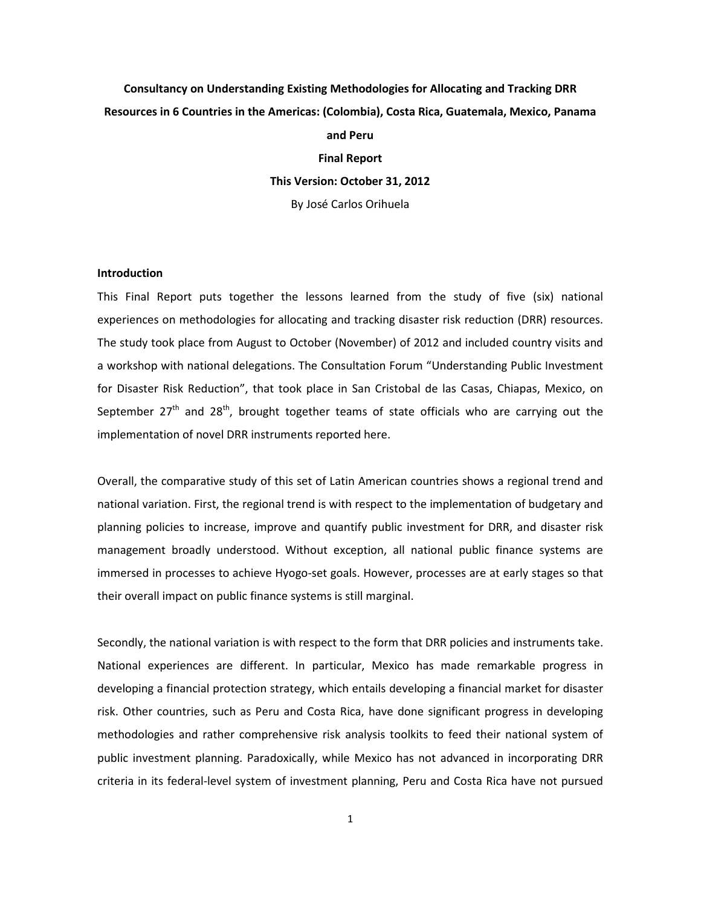**Consultancy on Understanding Existing Methodologies for Allocating and Tracking DRR Resources in 6 Countries in the Americas: (Colombia), Costa Rica, Guatemala, Mexico, Panama and Peru**

**Final Report**

**This Version: October 31, 2012**

By José Carlos Orihuela

## Introduction

This Final Report puts together the lessons learned from the study of five (six) national experiences on methodologies for allocating and tracking disaster risk reduction (DRR) resources. The study took place from August to October (November) of 2012 and included country visits and a workshop with national delegations. The Consultation Forum "Understanding Public Investment for Disaster Risk Reduction", that took place in San Cristobal de las Casas, Chiapas, Mexico, on September 27th and 28th, brought together teams of state officials who are carrying out the implementation of novel DRR instruments reported here.

Overall, the comparative study of this set of Latin American countries shows a regional trend and national variation. First, the regional trend is with respect to the implementation of budgetary and planning policies to increase, improve and quantify public investment for DRR, and disaster risk management broadly understood. Without exception, all national public finance systems are immersed in processes to achieve Hyogo-set goals. However, processes are at early stages so that their overall impact on public finance systems is still marginal.

Secondly, the national variation is with respect to the form that DRR policies and instruments take. National experiences are different. In particular, Mexico has made remarkable progress in developing a financial protection strategy, which entails developing a financial market for disaster risk. Other countries, such as Peru and Costa Rica, have done significant progress in developing methodologies and rather comprehensive risk analysis toolkits to feed their national system of public investment planning. Paradoxically, while Mexico has not advanced in incorporating DRR criteria in its federal-level system of investment planning, Peru and Costa Rica have not pursued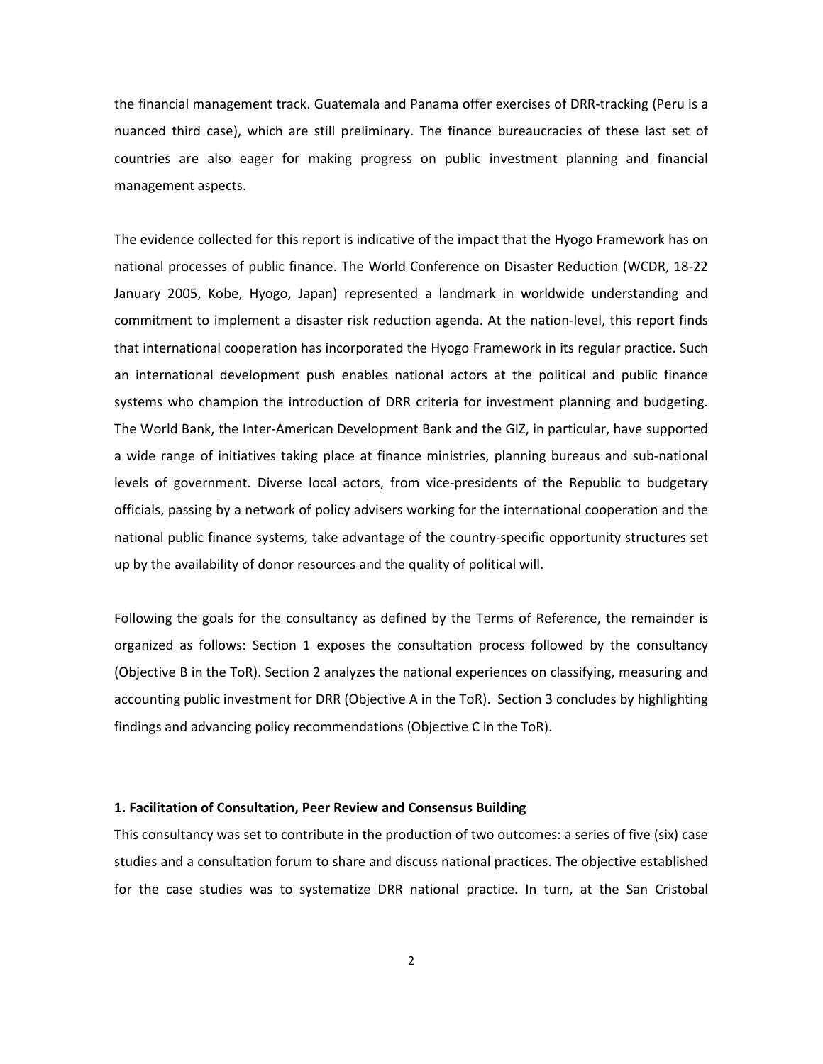the financial management track. Guatemala and Panama offer exercises of DRR-tracking (Peru is a nuanced third case), which are still preliminary. The finance bureaucracies of these last set of countries are also eager for making progress on public investment planning and financial management aspects.

The evidence collected for this report is indicative of the impact that the Hyogo Framework has on national processes of public finance. The World Conference on Disaster Reduction (WCDR, 18-22 January 2005, Kobe, Hyogo, Japan) represented a landmark in worldwide understanding and commitment to implement a disaster risk reduction agenda. At the nation-level, this report finds that international cooperation has incorporated the Hyogo Framework in its regular practice. Such an international development push enables national actors at the political and public finance systems who champion the introduction of DRR criteria for investment planning and budgeting. The World Bank, the Inter-American Development Bank and the GIZ, in particular, have supported a wide range of initiatives taking place at finance ministries, planning bureaus and sub-national levels of government. Diverse local actors, from vice-presidents of the Republic to budgetary officials, passing by a network of policy advisers working for the international cooperation and the national public finance systems, take advantage of the country-specific opportunity structures set up by the availability of donor resources and the quality of political will.

Following the goals for the consultancy as defined by the Terms of Reference, the remainder is organized as follows: Section 1 exposes the consultation process followed by the consultancy (Objective B in the ToR). Section 2 analyzes the national experiences on classifying, measuring and accounting public investment for DRR (Objective A in the ToR). Section 3 concludes by highlighting findings and advancing policy recommendations (Objective C in the ToR).

## 1. Facilitation of Consultation, Peer Review and Consensus Building

This consultancy was set to contribute in the production of two outcomes: a series of five (six) case studies and a consultation forum to share and discuss national practices. The objective established for the case studies was to systematize DRR national practice. In turn, at the San Cristobal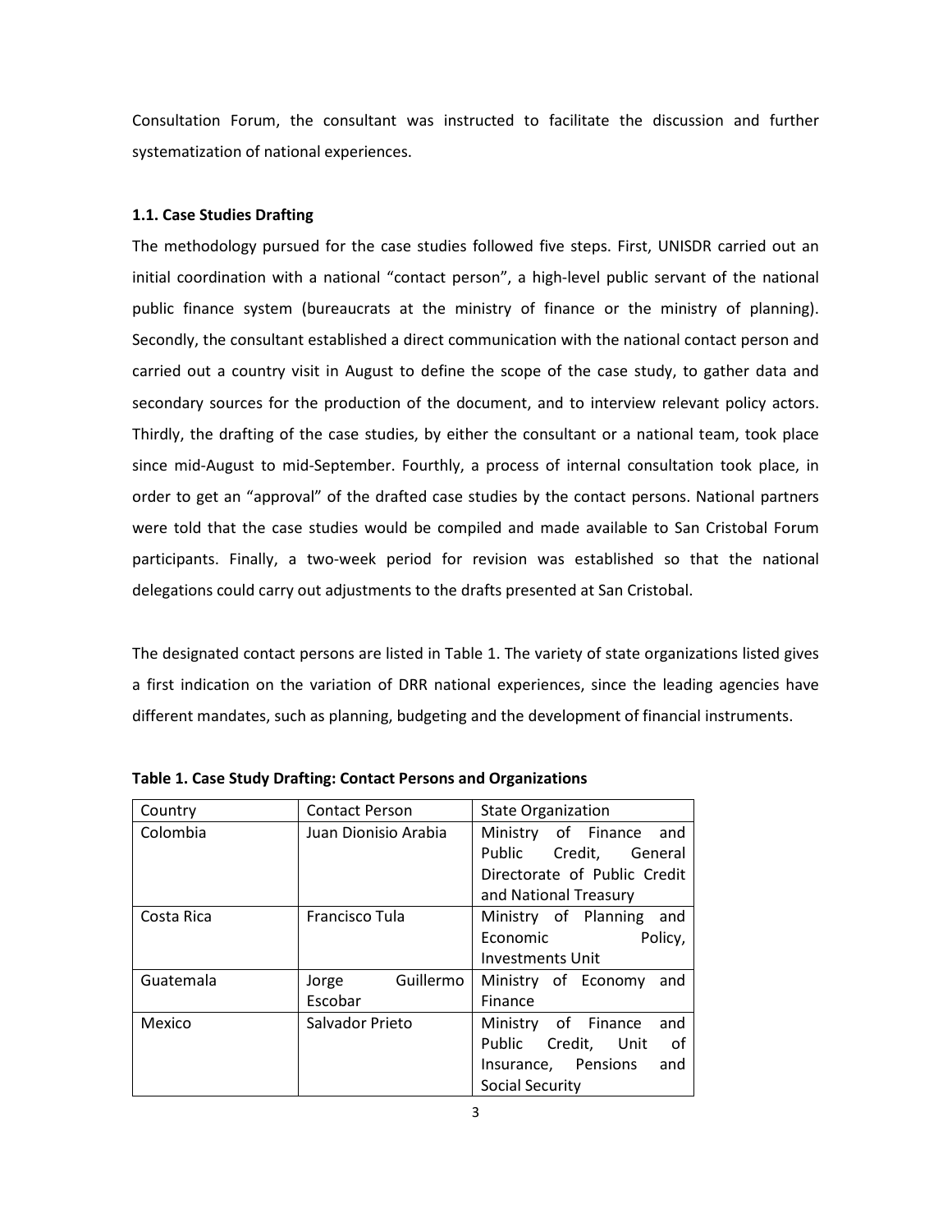Consultation Forum, the consultant was instructed to facilitate the discussion and further systematization of national experiences.

### 1.1. Case Studies Drafting

The methodology pursued for the case studies followed five steps. First, UNISDR carried out an initial coordination with a national "contact person", a high-level public servant of the national public finance system (bureaucrats at the ministry of finance or the ministry of planning). Secondly, the consultant established a direct communication with the national contact person and carried out a country visit in August to define the scope of the case study, to gather data and secondary sources for the production of the document, and to interview relevant policy actors. Thirdly, the drafting of the case studies, by either the consultant or a national team, took place since mid-August to mid-September. Fourthly, a process of internal consultation took place, in order to get an "approval" of the drafted case studies by the contact persons. National partners were told that the case studies would be compiled and made available to San Cristobal Forum participants. Finally, a two-week period for revision was established so that the national delegations could carry out adjustments to the drafts presented at San Cristobal.

The designated contact persons are listed in Table 1. The variety of state organizations listed gives a first indication on the variation of DRR national experiences, since the leading agencies have different mandates, such as planning, budgeting and the development of financial instruments.

**Table 1. Case Study Drafting: Contact Persons and Organizations**

| Country | Contact Person | State Organization |
|---|---|---|
| Colombia | Juan Dionisio Arabia | Ministry of Finance and Public Credit, General Directorate of Public Credit and National Treasury |
| Costa Rica | Francisco Tula | Ministry of Planning and Economic Policy, Investments Unit |
| Guatemala | Jorge Guillermo Escobar | Ministry of Economy and Finance |
| Mexico | Salvador Prieto | Ministry of Finance and Public Credit, Unit of Insurance, Pensions and Social Security |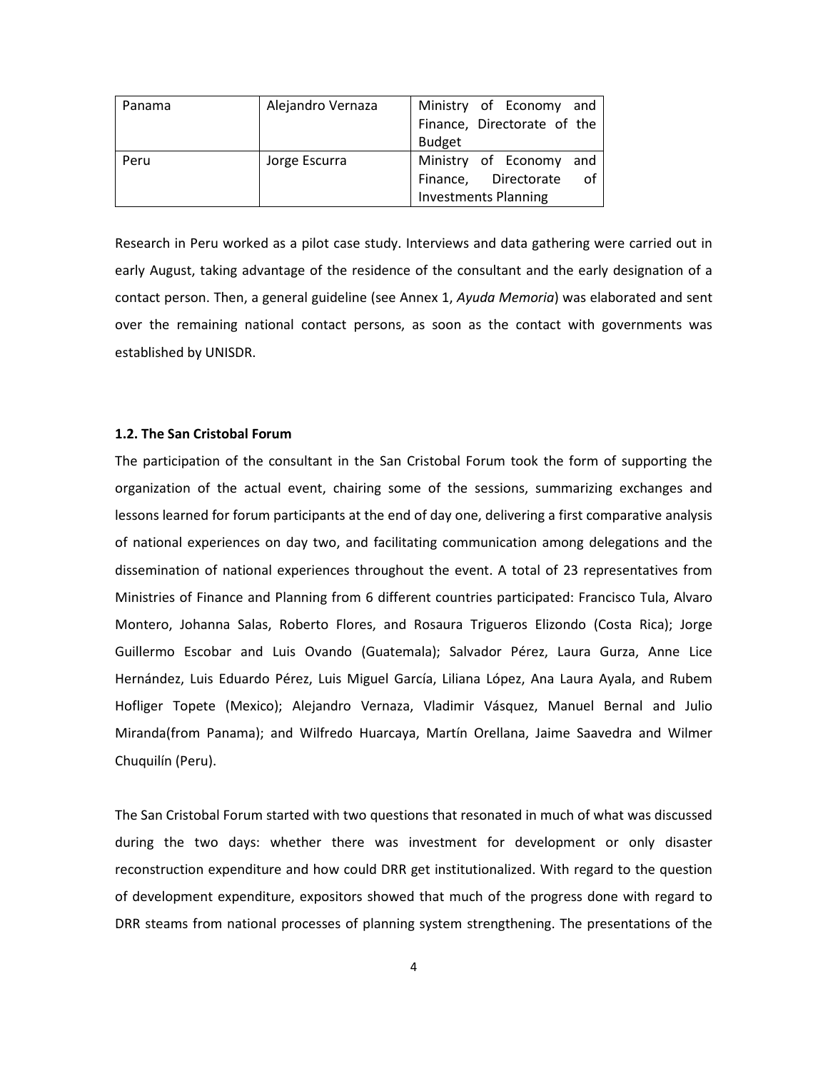| Panama | Alejandro Vernaza | Ministry of Economy and Finance, Directorate of the Budget |
|---|---|---|
| Peru | Jorge Escurra | Ministry of Economy and Finance, Directorate of Investments Planning |

Research in Peru worked as a pilot case study. Interviews and data gathering were carried out in early August, taking advantage of the residence of the consultant and the early designation of a contact person. Then, a general guideline (see Annex 1, *Ayuda Memoria*) was elaborated and sent over the remaining national contact persons, as soon as the contact with governments was established by UNISDR.

**1.2. The San Cristobal Forum**

The participation of the consultant in the San Cristobal Forum took the form of supporting the organization of the actual event, chairing some of the sessions, summarizing exchanges and lessons learned for forum participants at the end of day one, delivering a first comparative analysis of national experiences on day two, and facilitating communication among delegations and the dissemination of national experiences throughout the event. A total of 23 representatives from Ministries of Finance and Planning from 6 different countries participated: Francisco Tula, Alvaro Montero, Johanna Salas, Roberto Flores, and Rosaura Trigueros Elizondo (Costa Rica); Jorge Guillermo Escobar and Luis Ovando (Guatemala); Salvador Pérez, Laura Gurza, Anne Lice Hernández, Luis Eduardo Pérez, Luis Miguel García, Liliana López, Ana Laura Ayala, and Rubem Hofliger Topete (Mexico); Alejandro Vernaza, Vladimir Vásquez, Manuel Bernal and Julio Miranda(from Panama); and Wilfredo Huarcaya, Martín Orellana, Jaime Saavedra and Wilmer Chuquilín (Peru).

The San Cristobal Forum started with two questions that resonated in much of what was discussed during the two days: whether there was investment for development or only disaster reconstruction expenditure and how could DRR get institutionalized. With regard to the question of development expenditure, expositors showed that much of the progress done with regard to DRR steams from national processes of planning system strengthening. The presentations of the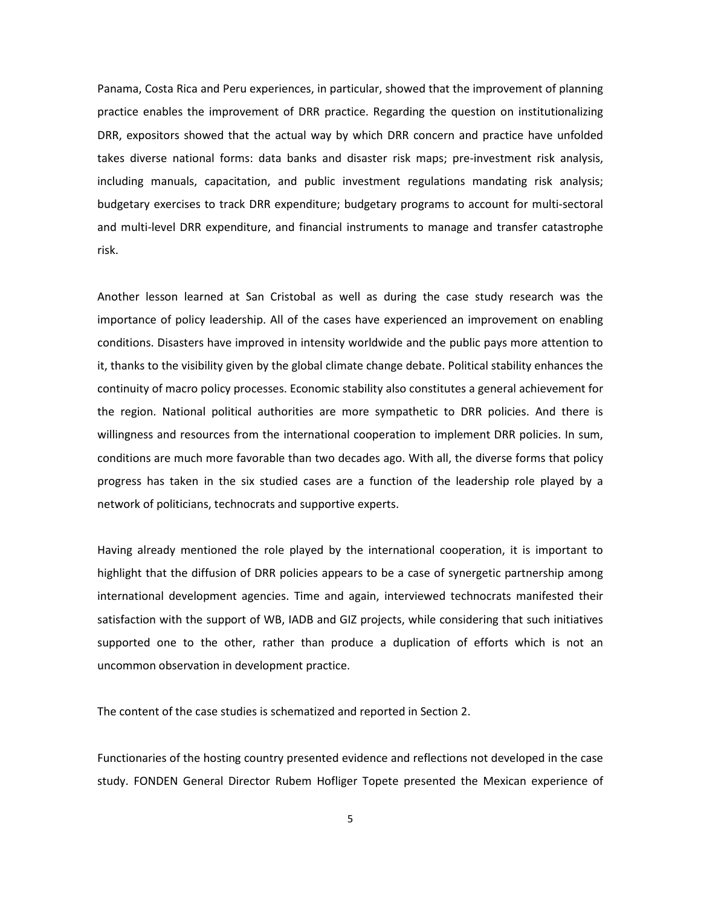Panama, Costa Rica and Peru experiences, in particular, showed that the improvement of planning practice enables the improvement of DRR practice. Regarding the question on institutionalizing DRR, expositors showed that the actual way by which DRR concern and practice have unfolded takes diverse national forms: data banks and disaster risk maps; pre-investment risk analysis, including manuals, capacitation, and public investment regulations mandating risk analysis; budgetary exercises to track DRR expenditure; budgetary programs to account for multi-sectoral and multi-level DRR expenditure, and financial instruments to manage and transfer catastrophe risk.

Another lesson learned at San Cristobal as well as during the case study research was the importance of policy leadership. All of the cases have experienced an improvement on enabling conditions. Disasters have improved in intensity worldwide and the public pays more attention to it, thanks to the visibility given by the global climate change debate. Political stability enhances the continuity of macro policy processes. Economic stability also constitutes a general achievement for the region. National political authorities are more sympathetic to DRR policies. And there is willingness and resources from the international cooperation to implement DRR policies. In sum, conditions are much more favorable than two decades ago. With all, the diverse forms that policy progress has taken in the six studied cases are a function of the leadership role played by a network of politicians, technocrats and supportive experts.

Having already mentioned the role played by the international cooperation, it is important to highlight that the diffusion of DRR policies appears to be a case of synergetic partnership among international development agencies. Time and again, interviewed technocrats manifested their satisfaction with the support of WB, IADB and GIZ projects, while considering that such initiatives supported one to the other, rather than produce a duplication of efforts which is not an uncommon observation in development practice.

The content of the case studies is schematized and reported in Section 2.

Functionaries of the hosting country presented evidence and reflections not developed in the case study. FONDEN General Director Rubem Hofliger Topete presented the Mexican experience of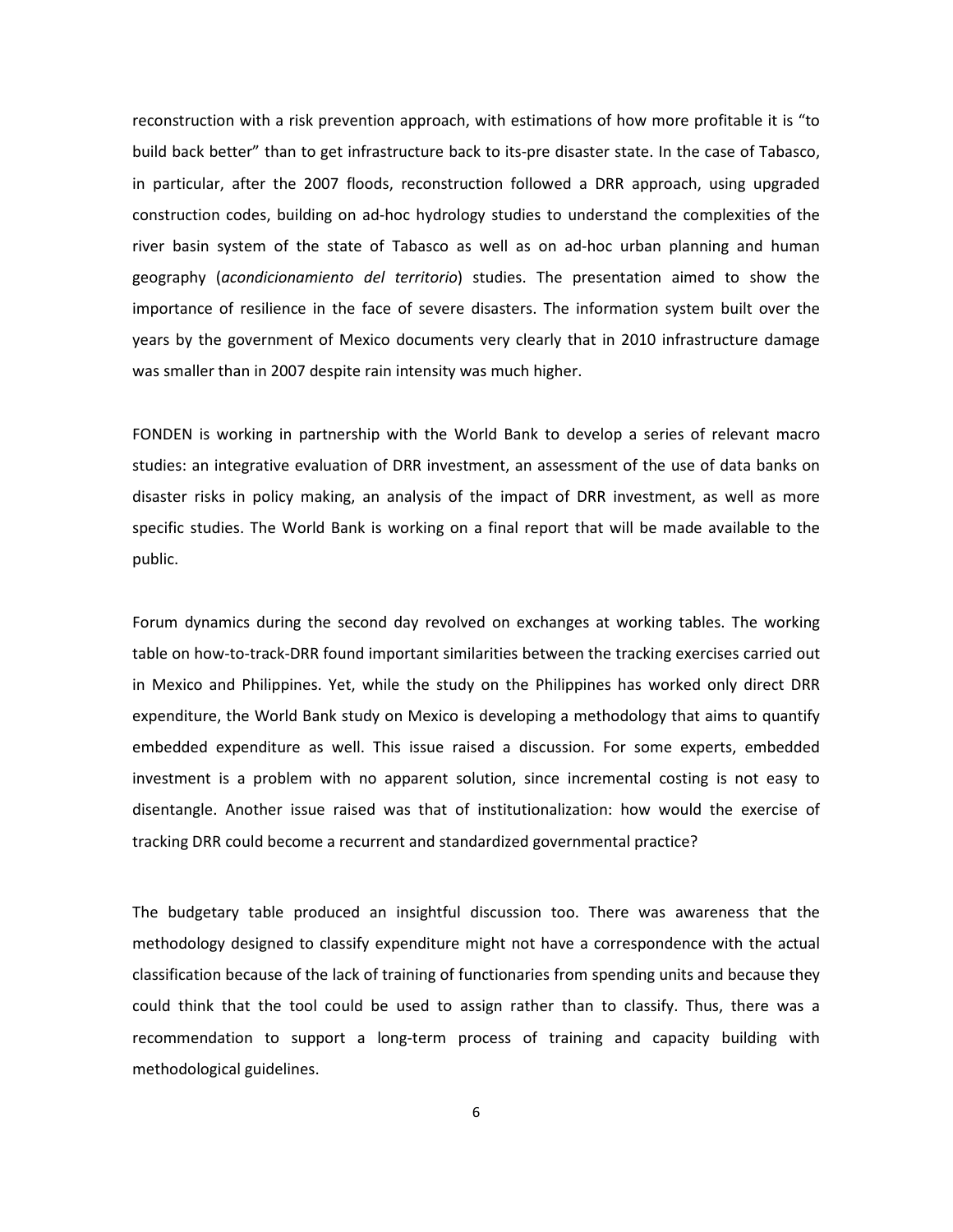reconstruction with a risk prevention approach, with estimations of how more profitable it is "to build back better" than to get infrastructure back to its-pre disaster state. In the case of Tabasco, in particular, after the 2007 floods, reconstruction followed a DRR approach, using upgraded construction codes, building on ad-hoc hydrology studies to understand the complexities of the river basin system of the state of Tabasco as well as on ad-hoc urban planning and human geography (*acondicionamiento del territorio*) studies. The presentation aimed to show the importance of resilience in the face of severe disasters. The information system built over the years by the government of Mexico documents very clearly that in 2010 infrastructure damage was smaller than in 2007 despite rain intensity was much higher.

FONDEN is working in partnership with the World Bank to develop a series of relevant macro studies: an integrative evaluation of DRR investment, an assessment of the use of data banks on disaster risks in policy making, an analysis of the impact of DRR investment, as well as more specific studies. The World Bank is working on a final report that will be made available to the public.

Forum dynamics during the second day revolved on exchanges at working tables. The working table on how-to-track-DRR found important similarities between the tracking exercises carried out in Mexico and Philippines. Yet, while the study on the Philippines has worked only direct DRR expenditure, the World Bank study on Mexico is developing a methodology that aims to quantify embedded expenditure as well. This issue raised a discussion. For some experts, embedded investment is a problem with no apparent solution, since incremental costing is not easy to disentangle. Another issue raised was that of institutionalization: how would the exercise of tracking DRR could become a recurrent and standardized governmental practice?

The budgetary table produced an insightful discussion too. There was awareness that the methodology designed to classify expenditure might not have a correspondence with the actual classification because of the lack of training of functionaries from spending units and because they could think that the tool could be used to assign rather than to classify. Thus, there was a recommendation to support a long-term process of training and capacity building with methodological guidelines.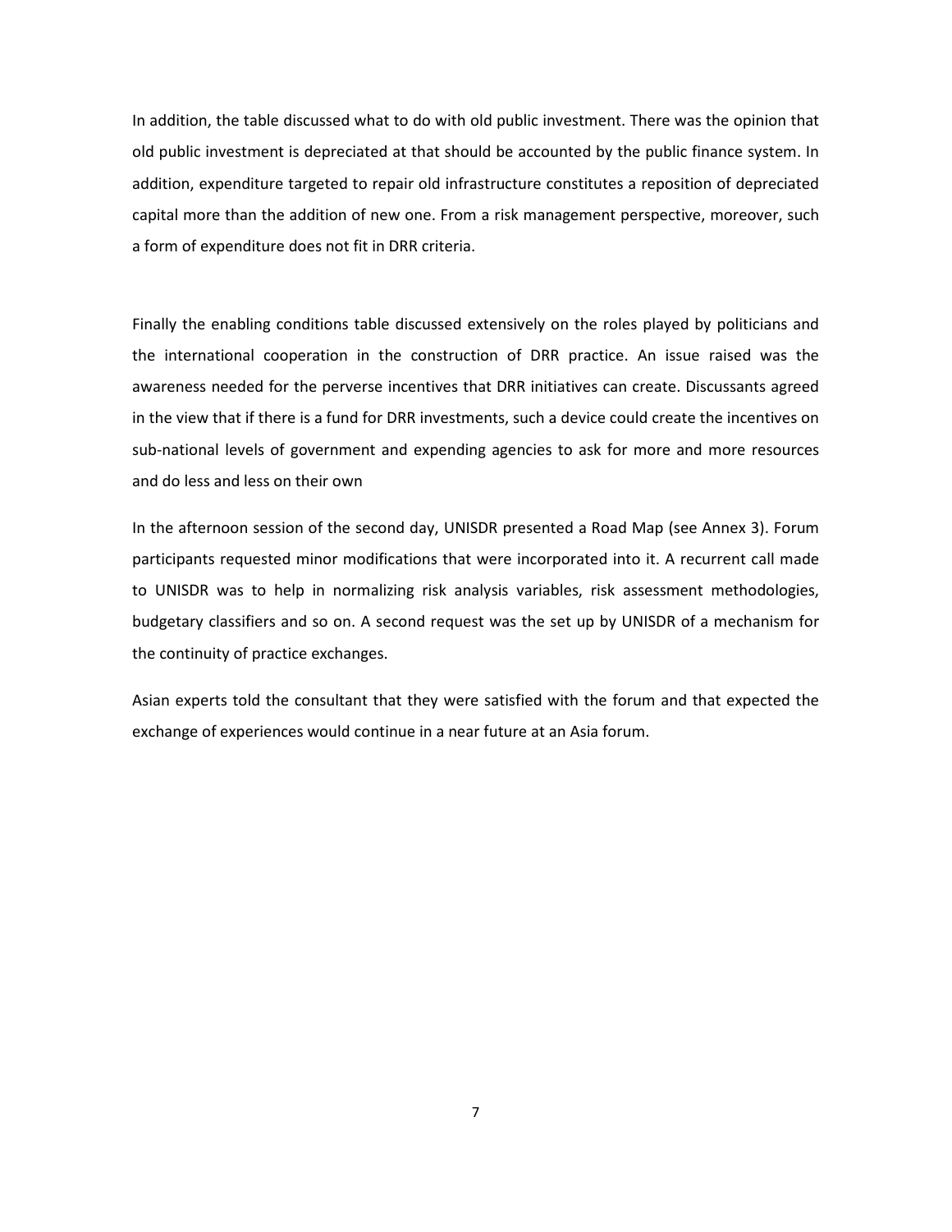In addition, the table discussed what to do with old public investment. There was the opinion that old public investment is depreciated at that should be accounted by the public finance system. In addition, expenditure targeted to repair old infrastructure constitutes a reposition of depreciated capital more than the addition of new one. From a risk management perspective, moreover, such a form of expenditure does not fit in DRR criteria.

Finally the enabling conditions table discussed extensively on the roles played by politicians and the international cooperation in the construction of DRR practice. An issue raised was the awareness needed for the perverse incentives that DRR initiatives can create. Discussants agreed in the view that if there is a fund for DRR investments, such a device could create the incentives on sub-national levels of government and expending agencies to ask for more and more resources and do less and less on their own

In the afternoon session of the second day, UNISDR presented a Road Map (see Annex 3). Forum participants requested minor modifications that were incorporated into it. A recurrent call made to UNISDR was to help in normalizing risk analysis variables, risk assessment methodologies, budgetary classifiers and so on. A second request was the set up by UNISDR of a mechanism for the continuity of practice exchanges.

Asian experts told the consultant that they were satisfied with the forum and that expected the exchange of experiences would continue in a near future at an Asia forum.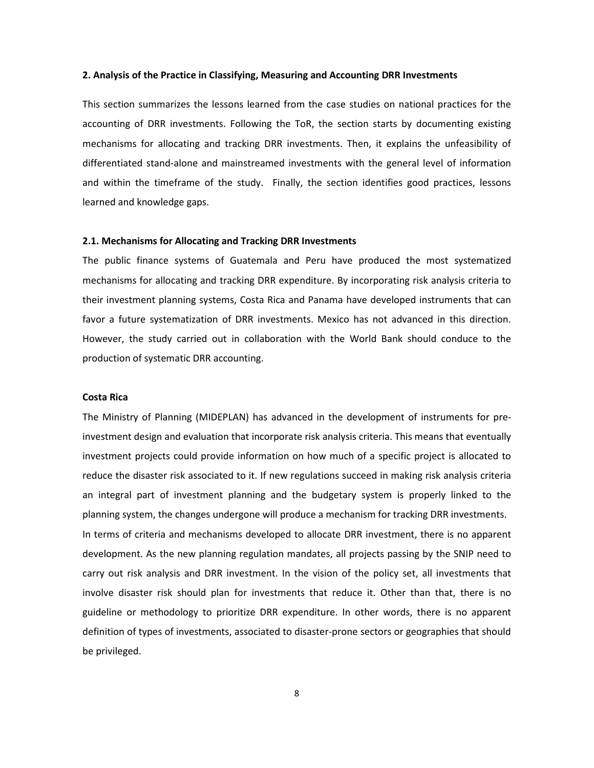## 2. Analysis of the Practice in Classifying, Measuring and Accounting DRR Investments

This section summarizes the lessons learned from the case studies on national practices for the accounting of DRR investments. Following the ToR, the section starts by documenting existing mechanisms for allocating and tracking DRR investments. Then, it explains the unfeasibility of differentiated stand-alone and mainstreamed investments with the general level of information and within the timeframe of the study. Finally, the section identifies good practices, lessons learned and knowledge gaps.

### 2.1. Mechanisms for Allocating and Tracking DRR Investments

The public finance systems of Guatemala and Peru have produced the most systematized mechanisms for allocating and tracking DRR expenditure. By incorporating risk analysis criteria to their investment planning systems, Costa Rica and Panama have developed instruments that can favor a future systematization of DRR investments. Mexico has not advanced in this direction. However, the study carried out in collaboration with the World Bank should conduce to the production of systematic DRR accounting.

#### Costa Rica

The Ministry of Planning (MIDEPLAN) has advanced in the development of instruments for pre-investment design and evaluation that incorporate risk analysis criteria. This means that eventually investment projects could provide information on how much of a specific project is allocated to reduce the disaster risk associated to it. If new regulations succeed in making risk analysis criteria an integral part of investment planning and the budgetary system is properly linked to the planning system, the changes undergone will produce a mechanism for tracking DRR investments.

In terms of criteria and mechanisms developed to allocate DRR investment, there is no apparent development. As the new planning regulation mandates, all projects passing by the SNIP need to carry out risk analysis and DRR investment. In the vision of the policy set, all investments that involve disaster risk should plan for investments that reduce it. Other than that, there is no guideline or methodology to prioritize DRR expenditure. In other words, there is no apparent definition of types of investments, associated to disaster-prone sectors or geographies that should be privileged.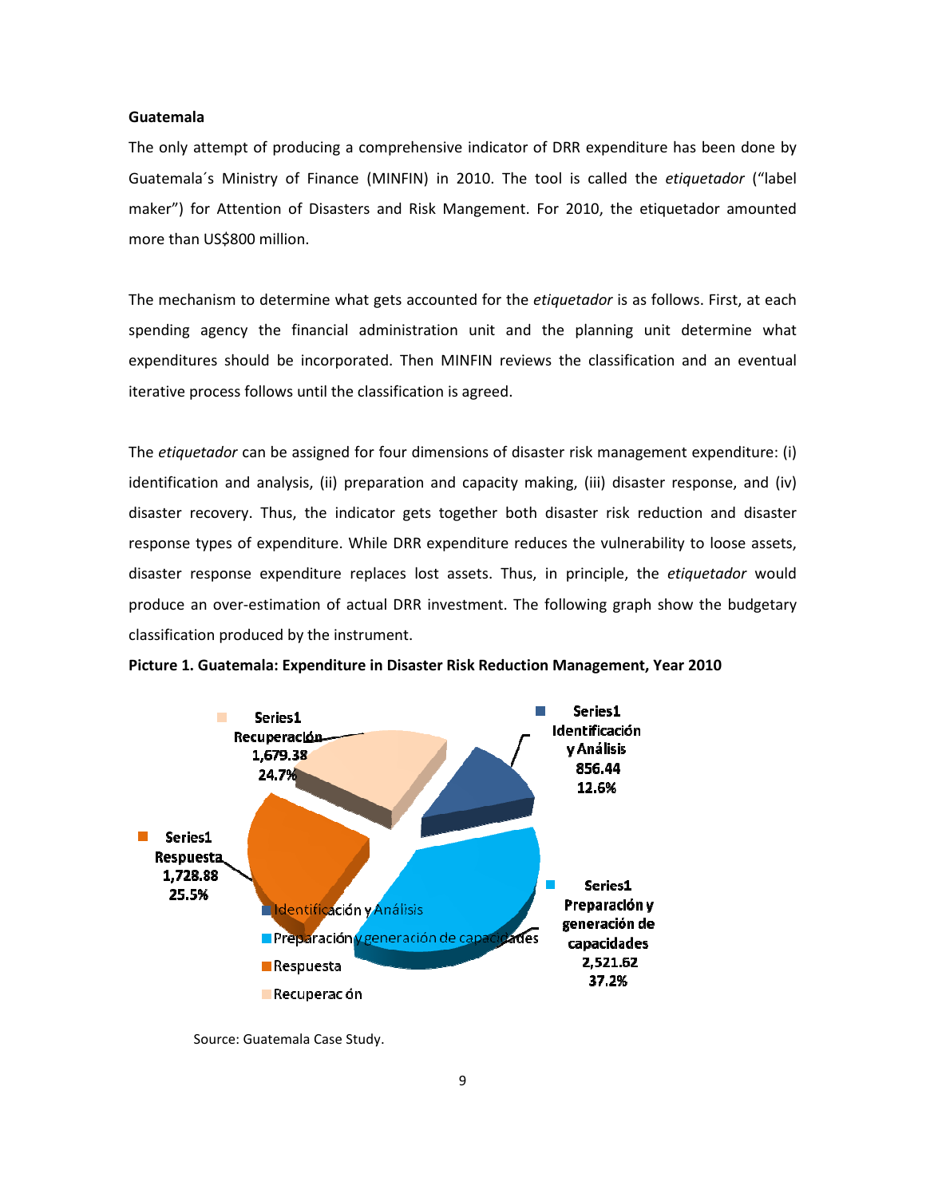**Guatemala**

The only attempt of producing a comprehensive indicator of DRR expenditure has been done by Guatemala´s Ministry of Finance (MINFIN) in 2010. The tool is called the *etiquetador* ("label maker") for Attention of Disasters and Risk Mangement. For 2010, the etiquetador amounted more than US$800 million.

The mechanism to determine what gets accounted for the *etiquetador* is as follows. First, at each spending agency the financial administration unit and the planning unit determine what expenditures should be incorporated. Then MINFIN reviews the classification and an eventual iterative process follows until the classification is agreed.

The *etiquetador* can be assigned for four dimensions of disaster risk management expenditure: (i) identification and analysis, (ii) preparation and capacity making, (iii) disaster response, and (iv) disaster recovery. Thus, the indicator gets together both disaster risk reduction and disaster response types of expenditure. While DRR expenditure reduces the vulnerability to loose assets, disaster response expenditure replaces lost assets. Thus, in principle, the *etiquetador* would produce an over-estimation of actual DRR investment. The following graph show the budgetary classification produced by the instrument.

**Picture 1. Guatemala: Expenditure in Disaster Risk Reduction Management, Year 2010**

Series1 Recuperación 1,679.38 24.7%

Series1 Identificación y Análisis 856.44 12.6%

Series1 Respuesta 1,728.88 25.5%

Series1 Preparación y generación de capacidades 2,521.62 37.2%

Identificación y Análisis
Preparación y generación de capacidades
Respuesta
Recuperación

Source: Guatemala Case Study.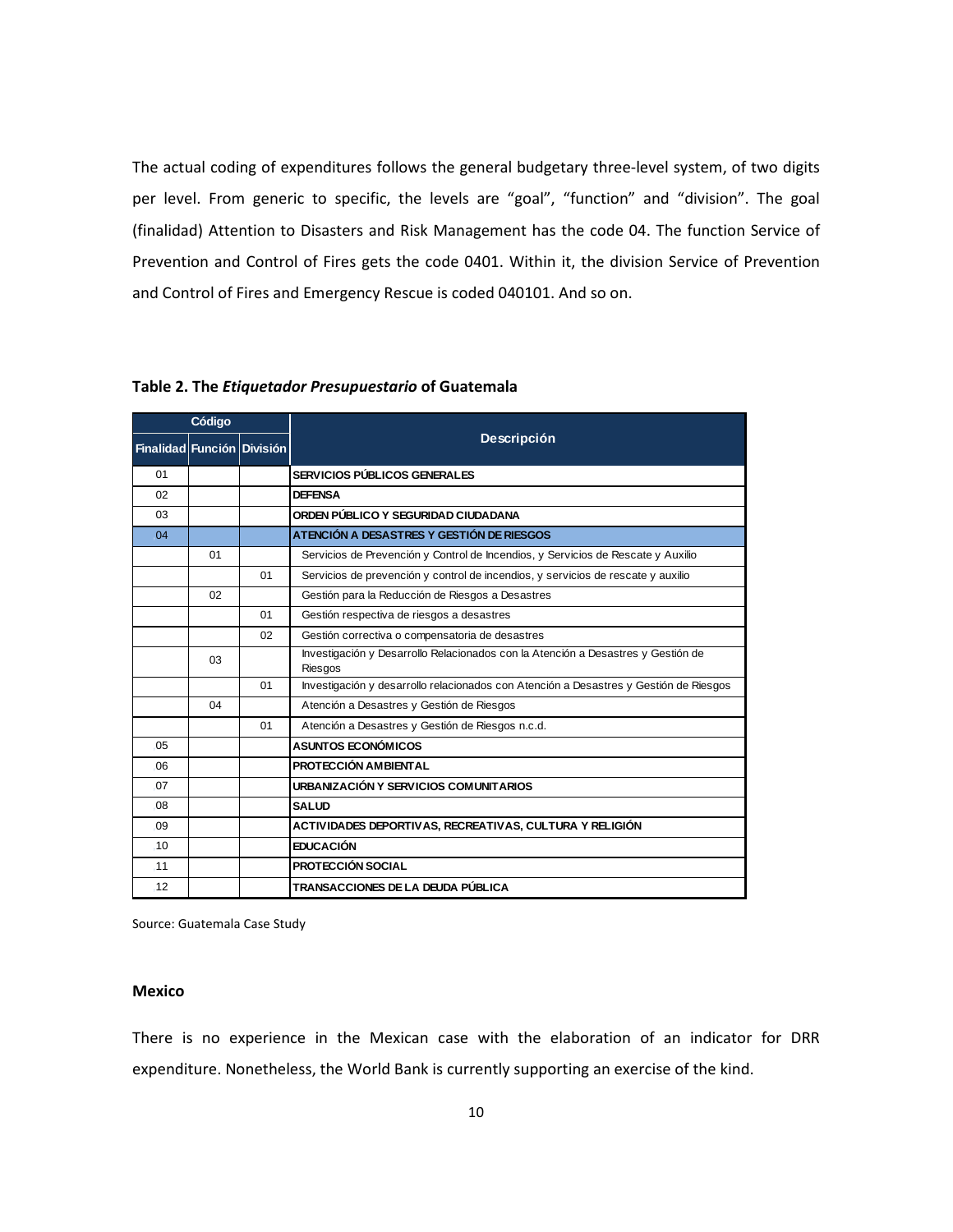The actual coding of expenditures follows the general budgetary three-level system, of two digits per level. From generic to specific, the levels are "goal", "function" and "division". The goal (finalidad) Attention to Disasters and Risk Management has the code 04. The function Service of Prevention and Control of Fires gets the code 0401. Within it, the division Service of Prevention and Control of Fires and Emergency Rescue is coded 040101. And so on.

**Table 2. The *Etiquetador Presupuestario* of Guatemala**

| Código | | | Descripción |
|---|---|---|---|
| Finalidad | Función | División | |
| 01 | | | **SERVICIOS PÚBLICOS GENERALES** |
| 02 | | | **DEFENSA** |
| 03 | | | **ORDEN PÚBLICO Y SEGURIDAD CIUDADANA** |
| 04 | | | **ATENCIÓN A DESASTRES Y GESTIÓN DE RIESGOS** |
| | 01 | | Servicios de Prevención y Control de Incendios, y Servicios de Rescate y Auxilio |
| | | 01 | Servicios de prevención y control de incendios, y servicios de rescate y auxilio |
| | 02 | | Gestión para la Reducción de Riesgos a Desastres |
| | | 01 | Gestión respectiva de riesgos a desastres |
| | | 02 | Gestión correctiva o compensatoria de desastres |
| | 03 | | Investigación y Desarrollo Relacionados con la Atención a Desastres y Gestión de Riesgos |
| | | 01 | Investigación y desarrollo relacionados con Atención a Desastres y Gestión de Riesgos |
| | 04 | | Atención a Desastres y Gestión de Riesgos |
| | | 01 | Atención a Desastres y Gestión de Riesgos n.c.d. |
| 05 | | | **ASUNTOS ECONÓMICOS** |
| 06 | | | **PROTECCIÓN AMBIENTAL** |
| 07 | | | **URBANIZACIÓN Y SERVICIOS COMUNITARIOS** |
| 08 | | | **SALUD** |
| 09 | | | **ACTIVIDADES DEPORTIVAS, RECREATIVAS, CULTURA Y RELIGIÓN** |
| 10 | | | **EDUCACIÓN** |
| 11 | | | **PROTECCIÓN SOCIAL** |
| 12 | | | **TRANSACCIONES DE LA DEUDA PÚBLICA** |

Source: Guatemala Case Study

### Mexico

There is no experience in the Mexican case with the elaboration of an indicator for DRR expenditure. Nonetheless, the World Bank is currently supporting an exercise of the kind.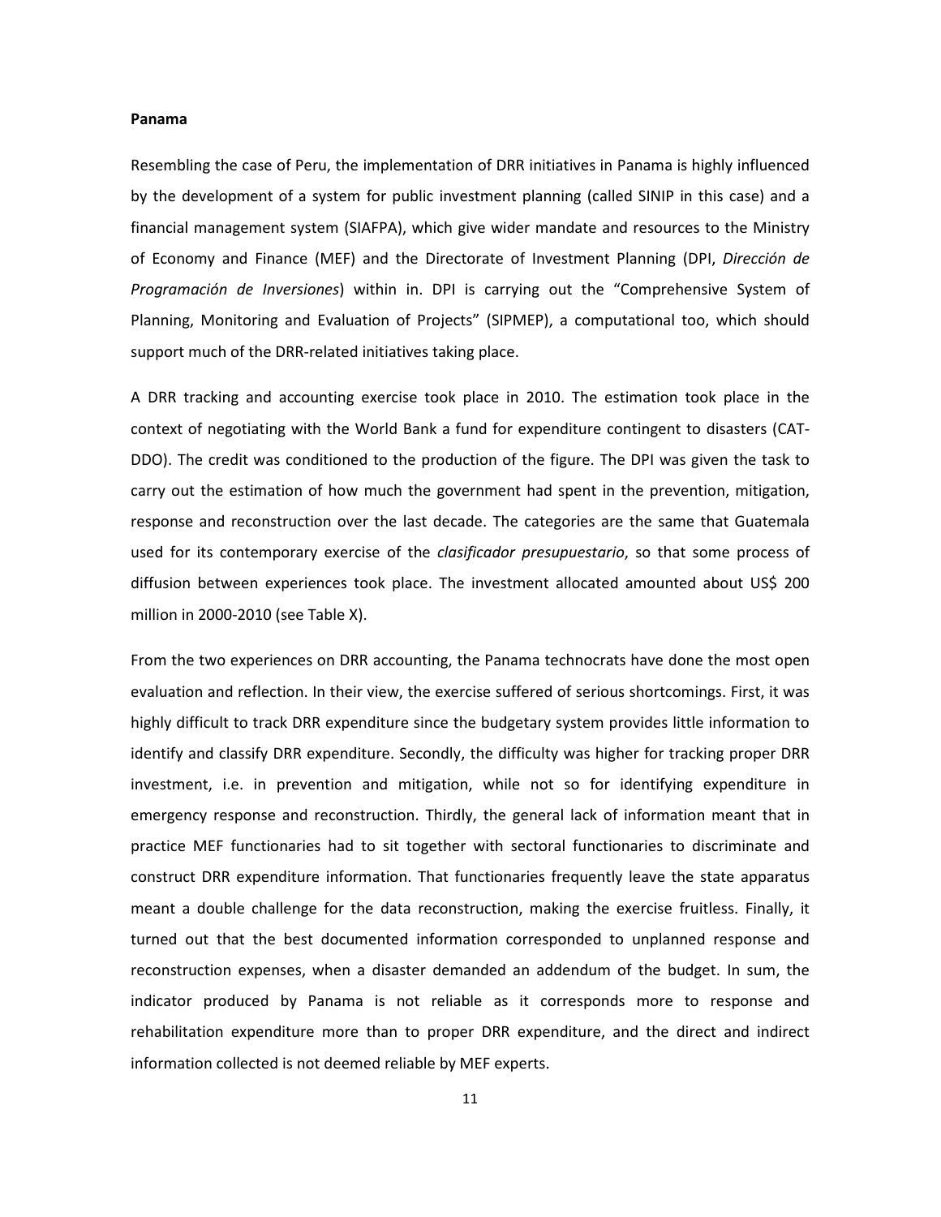**Panama**

Resembling the case of Peru, the implementation of DRR initiatives in Panama is highly influenced by the development of a system for public investment planning (called SINIP in this case) and a financial management system (SIAFPA), which give wider mandate and resources to the Ministry of Economy and Finance (MEF) and the Directorate of Investment Planning (DPI, *Dirección de Programación de Inversiones*) within in. DPI is carrying out the "Comprehensive System of Planning, Monitoring and Evaluation of Projects" (SIPMEP), a computational too, which should support much of the DRR-related initiatives taking place.

A DRR tracking and accounting exercise took place in 2010. The estimation took place in the context of negotiating with the World Bank a fund for expenditure contingent to disasters (CAT-DDO). The credit was conditioned to the production of the figure. The DPI was given the task to carry out the estimation of how much the government had spent in the prevention, mitigation, response and reconstruction over the last decade. The categories are the same that Guatemala used for its contemporary exercise of the *clasificador presupuestario*, so that some process of diffusion between experiences took place. The investment allocated amounted about US$ 200 million in 2000-2010 (see Table X).

From the two experiences on DRR accounting, the Panama technocrats have done the most open evaluation and reflection. In their view, the exercise suffered of serious shortcomings. First, it was highly difficult to track DRR expenditure since the budgetary system provides little information to identify and classify DRR expenditure. Secondly, the difficulty was higher for tracking proper DRR investment, i.e. in prevention and mitigation, while not so for identifying expenditure in emergency response and reconstruction. Thirdly, the general lack of information meant that in practice MEF functionaries had to sit together with sectoral functionaries to discriminate and construct DRR expenditure information. That functionaries frequently leave the state apparatus meant a double challenge for the data reconstruction, making the exercise fruitless. Finally, it turned out that the best documented information corresponded to unplanned response and reconstruction expenses, when a disaster demanded an addendum of the budget. In sum, the indicator produced by Panama is not reliable as it corresponds more to response and rehabilitation expenditure more than to proper DRR expenditure, and the direct and indirect information collected is not deemed reliable by MEF experts.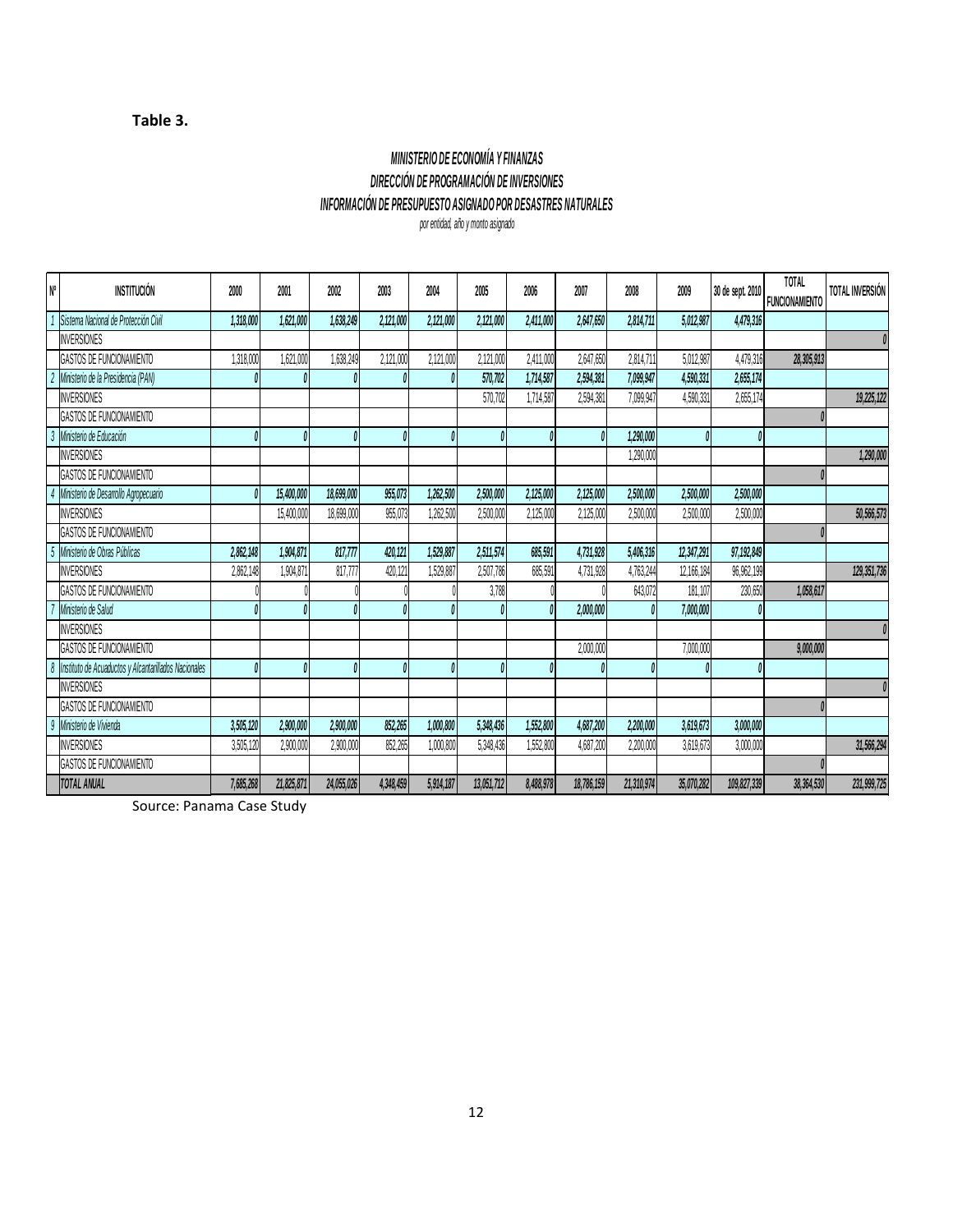**Table 3.**

*MINISTERIO DE ECONOMÍA Y FINANZAS*
*DIRECCIÓN DE PROGRAMACIÓN DE INVERSIONES*
*INFORMACIÓN DE PRESUPUESTO ASIGNADO POR DESASTRES NATURALES*
*por entidad, año y monto asignado*

| Nº | INSTITUCIÓN | 2000 | 2001 | 2002 | 2003 | 2004 | 2005 | 2006 | 2007 | 2008 | 2009 | 30 de sept. 2010 | TOTAL FUNCIONAMIENTO | TOTAL INVERSIÓN |
|---|---|---|---|---|---|---|---|---|---|---|---|---|---|---|
| 1 | *Sistema Nacional de Protección Civil* | ***1,318,000*** | ***1,621,000*** | ***1,638,249*** | ***2,121,000*** | ***2,121,000*** | ***2,121,000*** | ***2,411,000*** | ***2,647,650*** | ***2,814,711*** | ***5,012,987*** | ***4,479,316*** | | |
| | INVERSIONES | | | | | | | | | | | | | ***0*** |
| | GASTOS DE FUNCIONAMIENTO | 1,318,000 | 1,621,000 | 1,638,249 | 2,121,000 | 2,121,000 | 2,121,000 | 2,411,000 | 2,647,650 | 2,814,711 | 5,012,987 | 4,479,316 | ***28,305,913*** | |
| 2 | *Ministerio de la Presidencia (PAN)* | ***0*** | ***0*** | ***0*** | ***0*** | ***0*** | ***570,702*** | ***1,714,587*** | ***2,594,381*** | ***7,099,947*** | ***4,590,331*** | ***2,655,174*** | | |
| | INVERSIONES | | | | | | 570,702 | 1,714,587 | 2,594,381 | 7,099,947 | 4,590,331 | 2,655,174 | | ***19,225,122*** |
| | GASTOS DE FUNCIONAMIENTO | | | | | | | | | | | | ***0*** | |
| 3 | *Ministerio de Educación* | ***0*** | ***0*** | ***0*** | ***0*** | ***0*** | ***0*** | ***0*** | ***0*** | ***1,290,000*** | ***0*** | ***0*** | | |
| | INVERSIONES | | | | | | | | | 1,290,000 | | | | ***1,290,000*** |
| | GASTOS DE FUNCIONAMIENTO | | | | | | | | | | | | ***0*** | |
| 4 | *Ministerio de Desarrollo Agropecuario* | ***0*** | ***15,400,000*** | ***18,699,000*** | ***955,073*** | ***1,262,500*** | ***2,500,000*** | ***2,125,000*** | ***2,125,000*** | ***2,500,000*** | ***2,500,000*** | ***2,500,000*** | | |
| | INVERSIONES | | 15,400,000 | 18,699,000 | 955,073 | 1,262,500 | 2,500,000 | 2,125,000 | 2,125,000 | 2,500,000 | 2,500,000 | 2,500,000 | | ***50,566,573*** |
| | GASTOS DE FUNCIONAMIENTO | | | | | | | | | | | | ***0*** | |
| 5 | *Ministerio de Obras Públicas* | ***2,862,148*** | ***1,904,871*** | ***817,777*** | ***420,121*** | ***1,529,887*** | ***2,511,574*** | ***685,591*** | ***4,731,928*** | ***5,406,316*** | ***12,347,291*** | ***97,192,849*** | | |
| | INVERSIONES | 2,862,148 | 1,904,871 | 817,777 | 420,121 | 1,529,887 | 2,507,786 | 685,591 | 4,731,928 | 4,763,244 | 12,166,184 | 96,962,199 | | ***129,351,736*** |
| | GASTOS DE FUNCIONAMIENTO | 0 | 0 | 0 | 0 | 0 | 3,788 | 0 | 0 | 643,072 | 181,107 | 230,650 | ***1,058,617*** | |
| 7 | *Ministerio de Salud* | ***0*** | ***0*** | ***0*** | ***0*** | ***0*** | ***0*** | ***0*** | ***2,000,000*** | ***0*** | ***7,000,000*** | ***0*** | | |
| | INVERSIONES | | | | | | | | | | | | | ***0*** |
| | GASTOS DE FUNCIONAMIENTO | | | | | | | | 2,000,000 | | 7,000,000 | | ***9,000,000*** | |
| 8 | *Instituto de Acueductos y Alcantarillados Nacionales* | ***0*** | ***0*** | ***0*** | ***0*** | ***0*** | ***0*** | ***0*** | ***0*** | ***0*** | ***0*** | ***0*** | | |
| | INVERSIONES | | | | | | | | | | | | | ***0*** |
| | GASTOS DE FUNCIONAMIENTO | | | | | | | | | | | | ***0*** | |
| 9 | *Ministerio de Vivienda* | ***3,505,120*** | ***2,900,000*** | ***2,900,000*** | ***852,265*** | ***1,000,800*** | ***5,348,436*** | ***1,552,800*** | ***4,687,200*** | ***2,200,000*** | ***3,619,673*** | ***3,000,000*** | | |
| | INVERSIONES | 3,505,120 | 2,900,000 | 2,900,000 | 852,265 | 1,000,800 | 5,348,436 | 1,552,800 | 4,687,200 | 2,200,000 | 3,619,673 | 3,000,000 | | ***31,566,294*** |
| | GASTOS DE FUNCIONAMIENTO | | | | | | | | | | | | ***0*** | |
| | ***TOTAL ANUAL*** | ***7,685,268*** | ***21,825,871*** | ***24,055,026*** | ***4,348,459*** | ***5,914,187*** | ***13,051,712*** | ***8,488,978*** | ***18,786,159*** | ***21,310,974*** | ***35,070,282*** | ***109,827,339*** | ***38,364,530*** | ***231,999,725*** |

Source: Panama Case Study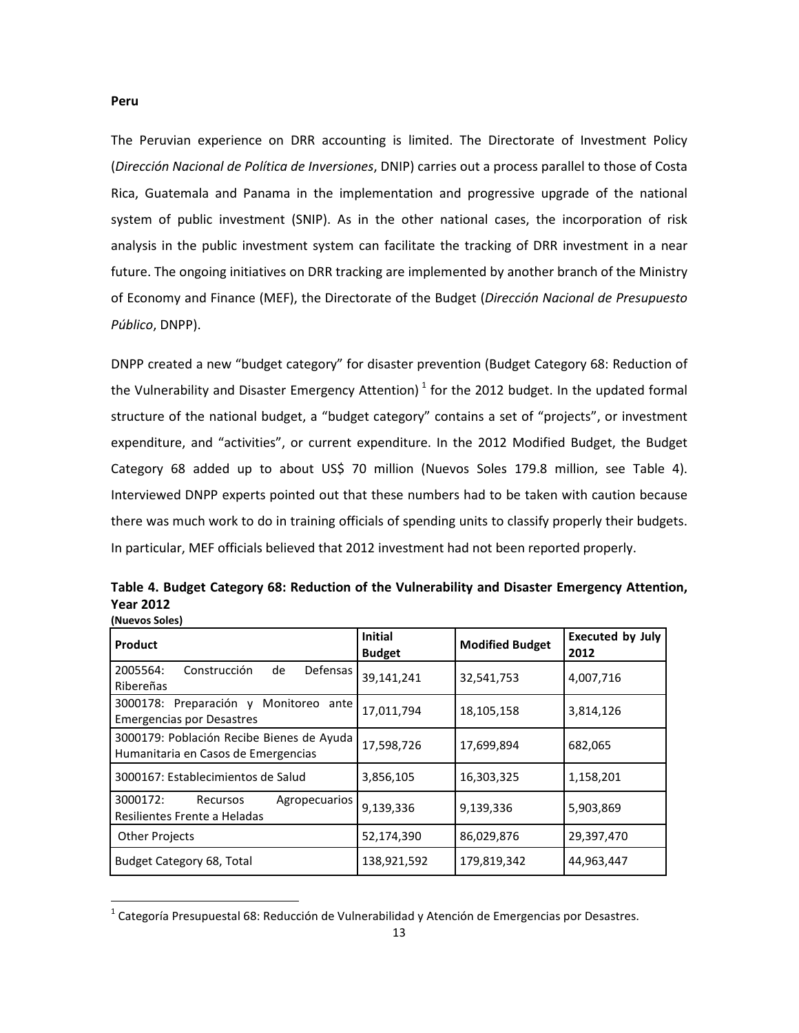**Peru**

The Peruvian experience on DRR accounting is limited. The Directorate of Investment Policy (*Dirección Nacional de Política de Inversiones*, DNIP) carries out a process parallel to those of Costa Rica, Guatemala and Panama in the implementation and progressive upgrade of the national system of public investment (SNIP). As in the other national cases, the incorporation of risk analysis in the public investment system can facilitate the tracking of DRR investment in a near future. The ongoing initiatives on DRR tracking are implemented by another branch of the Ministry of Economy and Finance (MEF), the Directorate of the Budget (*Dirección Nacional de Presupuesto Público*, DNPP).

DNPP created a new "budget category" for disaster prevention (Budget Category 68: Reduction of the Vulnerability and Disaster Emergency Attention) [1] for the 2012 budget. In the updated formal structure of the national budget, a "budget category" contains a set of "projects", or investment expenditure, and "activities", or current expenditure. In the 2012 Modified Budget, the Budget Category 68 added up to about US$ 70 million (Nuevos Soles 179.8 million, see Table 4). Interviewed DNPP experts pointed out that these numbers had to be taken with caution because there was much work to do in training officials of spending units to classify properly their budgets. In particular, MEF officials believed that 2012 investment had not been reported properly.

**Table 4. Budget Category 68: Reduction of the Vulnerability and Disaster Emergency Attention, Year 2012**
**(Nuevos Soles)**

| Product | Initial Budget | Modified Budget | Executed by July 2012 |
|---|---|---|---|
| 2005564: Construcción de Defensas Ribereñas | 39,141,241 | 32,541,753 | 4,007,716 |
| 3000178: Preparación y Monitoreo ante Emergencias por Desastres | 17,011,794 | 18,105,158 | 3,814,126 |
| 3000179: Población Recibe Bienes de Ayuda Humanitaria en Casos de Emergencias | 17,598,726 | 17,699,894 | 682,065 |
| 3000167: Establecimientos de Salud | 3,856,105 | 16,303,325 | 1,158,201 |
| 3000172: Recursos Agropecuarios Resilientes Frente a Heladas | 9,139,336 | 9,139,336 | 5,903,869 |
| Other Projects | 52,174,390 | 86,029,876 | 29,397,470 |
| Budget Category 68, Total | 138,921,592 | 179,819,342 | 44,963,447 |

[1] Categoría Presupuestal 68: Reducción de Vulnerabilidad y Atención de Emergencias por Desastres.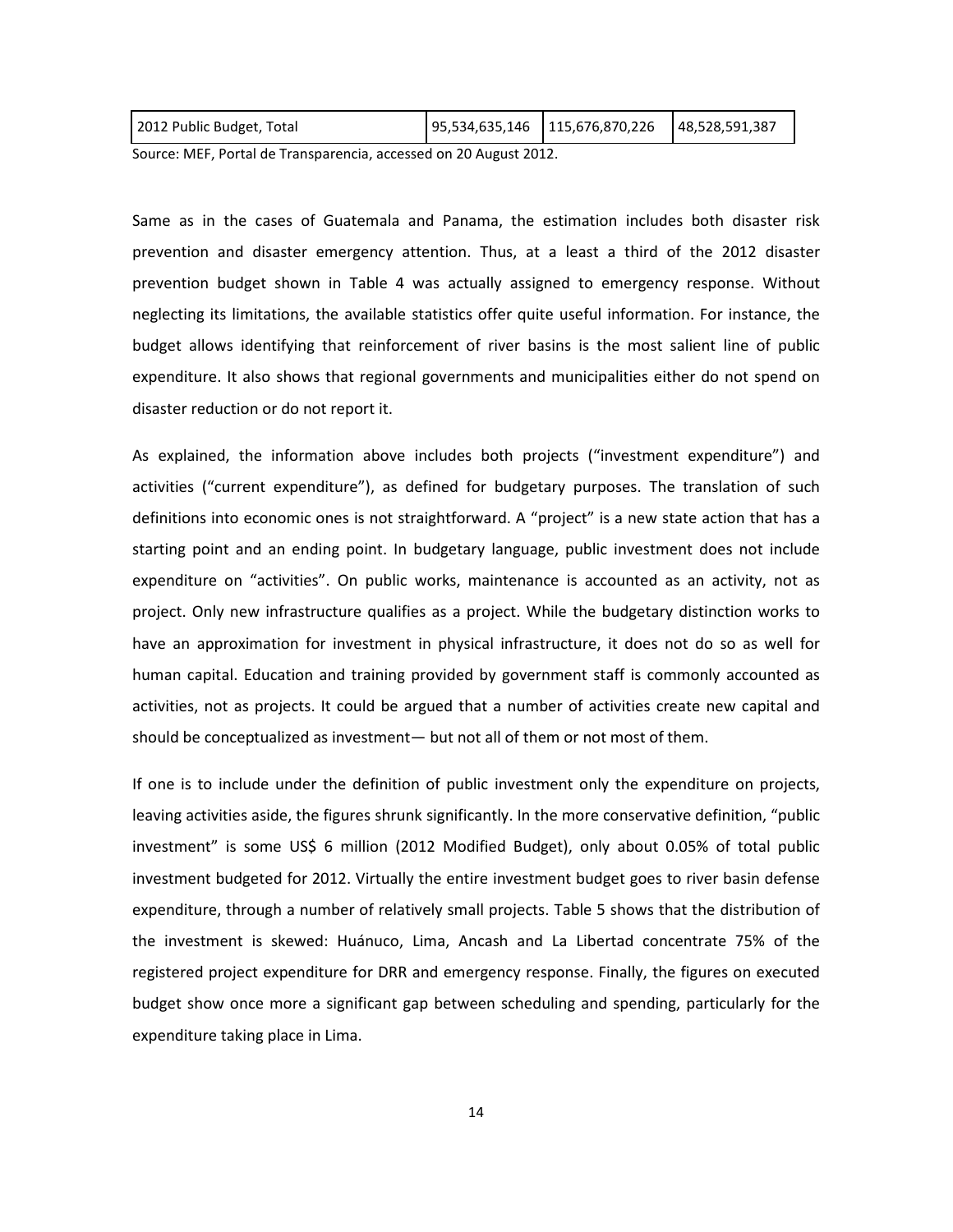| 2012 Public Budget, Total | 95,534,635,146 | 115,676,870,226 | 48,528,591,387 |
|---|---|---|---|

Source: MEF, Portal de Transparencia, accessed on 20 August 2012.

Same as in the cases of Guatemala and Panama, the estimation includes both disaster risk prevention and disaster emergency attention. Thus, at a least a third of the 2012 disaster prevention budget shown in Table 4 was actually assigned to emergency response. Without neglecting its limitations, the available statistics offer quite useful information. For instance, the budget allows identifying that reinforcement of river basins is the most salient line of public expenditure. It also shows that regional governments and municipalities either do not spend on disaster reduction or do not report it.

As explained, the information above includes both projects ("investment expenditure") and activities ("current expenditure"), as defined for budgetary purposes. The translation of such definitions into economic ones is not straightforward. A "project" is a new state action that has a starting point and an ending point. In budgetary language, public investment does not include expenditure on "activities". On public works, maintenance is accounted as an activity, not as project. Only new infrastructure qualifies as a project. While the budgetary distinction works to have an approximation for investment in physical infrastructure, it does not do so as well for human capital. Education and training provided by government staff is commonly accounted as activities, not as projects. It could be argued that a number of activities create new capital and should be conceptualized as investment— but not all of them or not most of them.

If one is to include under the definition of public investment only the expenditure on projects, leaving activities aside, the figures shrunk significantly. In the more conservative definition, "public investment" is some US$ 6 million (2012 Modified Budget), only about 0.05% of total public investment budgeted for 2012. Virtually the entire investment budget goes to river basin defense expenditure, through a number of relatively small projects. Table 5 shows that the distribution of the investment is skewed: Huánuco, Lima, Ancash and La Libertad concentrate 75% of the registered project expenditure for DRR and emergency response. Finally, the figures on executed budget show once more a significant gap between scheduling and spending, particularly for the expenditure taking place in Lima.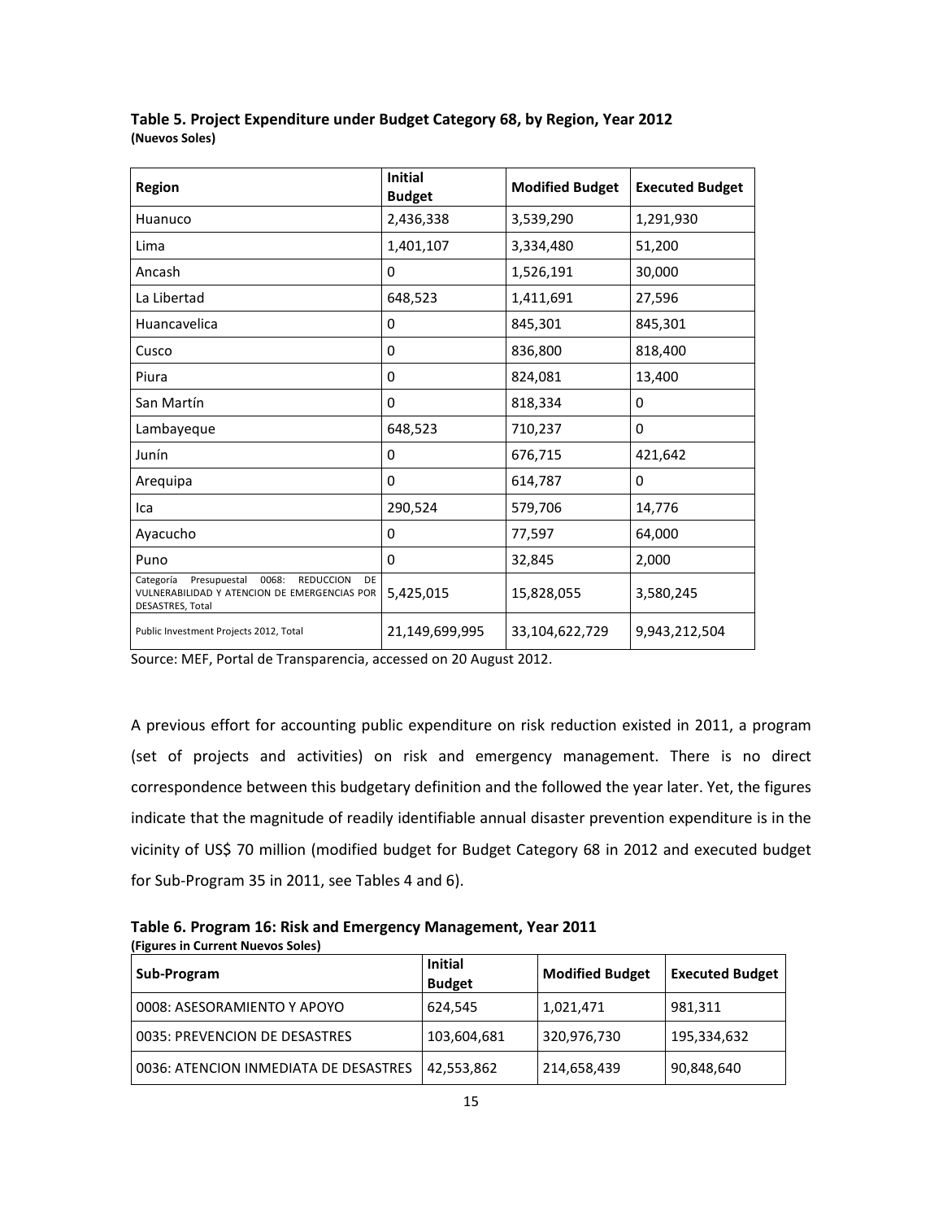**Table 5. Project Expenditure under Budget Category 68, by Region, Year 2012**
**(Nuevos Soles)**

| Region | Initial Budget | Modified Budget | Executed Budget |
|---|---|---|---|
| Huanuco | 2,436,338 | 3,539,290 | 1,291,930 |
| Lima | 1,401,107 | 3,334,480 | 51,200 |
| Ancash | 0 | 1,526,191 | 30,000 |
| La Libertad | 648,523 | 1,411,691 | 27,596 |
| Huancavelica | 0 | 845,301 | 845,301 |
| Cusco | 0 | 836,800 | 818,400 |
| Piura | 0 | 824,081 | 13,400 |
| San Martín | 0 | 818,334 | 0 |
| Lambayeque | 648,523 | 710,237 | 0 |
| Junín | 0 | 676,715 | 421,642 |
| Arequipa | 0 | 614,787 | 0 |
| Ica | 290,524 | 579,706 | 14,776 |
| Ayacucho | 0 | 77,597 | 64,000 |
| Puno | 0 | 32,845 | 2,000 |
| Categoría Presupuestal 0068: REDUCCION DE VULNERABILIDAD Y ATENCION DE EMERGENCIAS POR DESASTRES, Total | 5,425,015 | 15,828,055 | 3,580,245 |
| Public Investment Projects 2012, Total | 21,149,699,995 | 33,104,622,729 | 9,943,212,504 |

Source: MEF, Portal de Transparencia, accessed on 20 August 2012.

A previous effort for accounting public expenditure on risk reduction existed in 2011, a program (set of projects and activities) on risk and emergency management. There is no direct correspondence between this budgetary definition and the followed the year later. Yet, the figures indicate that the magnitude of readily identifiable annual disaster prevention expenditure is in the vicinity of US$ 70 million (modified budget for Budget Category 68 in 2012 and executed budget for Sub-Program 35 in 2011, see Tables 4 and 6).

**Table 6. Program 16: Risk and Emergency Management, Year 2011**
**(Figures in Current Nuevos Soles)**

| Sub-Program | Initial Budget | Modified Budget | Executed Budget |
|---|---|---|---|
| 0008: ASESORAMIENTO Y APOYO | 624,545 | 1,021,471 | 981,311 |
| 0035: PREVENCION DE DESASTRES | 103,604,681 | 320,976,730 | 195,334,632 |
| 0036: ATENCION INMEDIATA DE DESASTRES | 42,553,862 | 214,658,439 | 90,848,640 |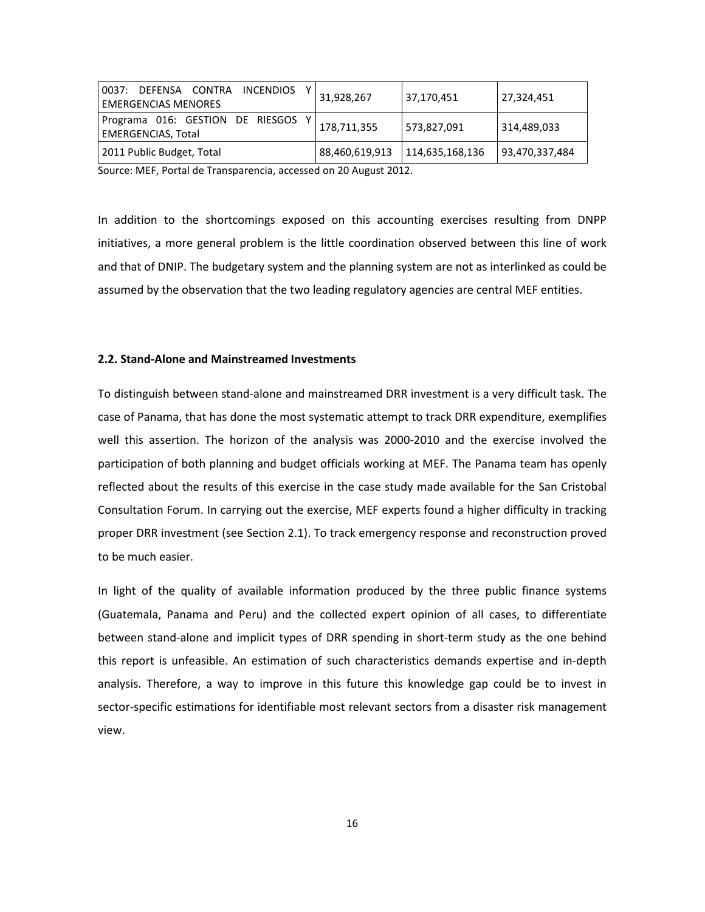| | | | |
|---|---|---|---|
| 0037: DEFENSA CONTRA INCENDIOS Y EMERGENCIAS MENORES | 31,928,267 | 37,170,451 | 27,324,451 |
| Programa 016: GESTION DE RIESGOS Y EMERGENCIAS, Total | 178,711,355 | 573,827,091 | 314,489,033 |
| 2011 Public Budget, Total | 88,460,619,913 | 114,635,168,136 | 93,470,337,484 |

Source: MEF, Portal de Transparencia, accessed on 20 August 2012.

In addition to the shortcomings exposed on this accounting exercises resulting from DNPP initiatives, a more general problem is the little coordination observed between this line of work and that of DNIP. The budgetary system and the planning system are not as interlinked as could be assumed by the observation that the two leading regulatory agencies are central MEF entities.

### 2.2. Stand-Alone and Mainstreamed Investments

To distinguish between stand-alone and mainstreamed DRR investment is a very difficult task. The case of Panama, that has done the most systematic attempt to track DRR expenditure, exemplifies well this assertion. The horizon of the analysis was 2000-2010 and the exercise involved the participation of both planning and budget officials working at MEF. The Panama team has openly reflected about the results of this exercise in the case study made available for the San Cristobal Consultation Forum. In carrying out the exercise, MEF experts found a higher difficulty in tracking proper DRR investment (see Section 2.1). To track emergency response and reconstruction proved to be much easier.

In light of the quality of available information produced by the three public finance systems (Guatemala, Panama and Peru) and the collected expert opinion of all cases, to differentiate between stand-alone and implicit types of DRR spending in short-term study as the one behind this report is unfeasible. An estimation of such characteristics demands expertise and in-depth analysis. Therefore, a way to improve in this future this knowledge gap could be to invest in sector-specific estimations for identifiable most relevant sectors from a disaster risk management view.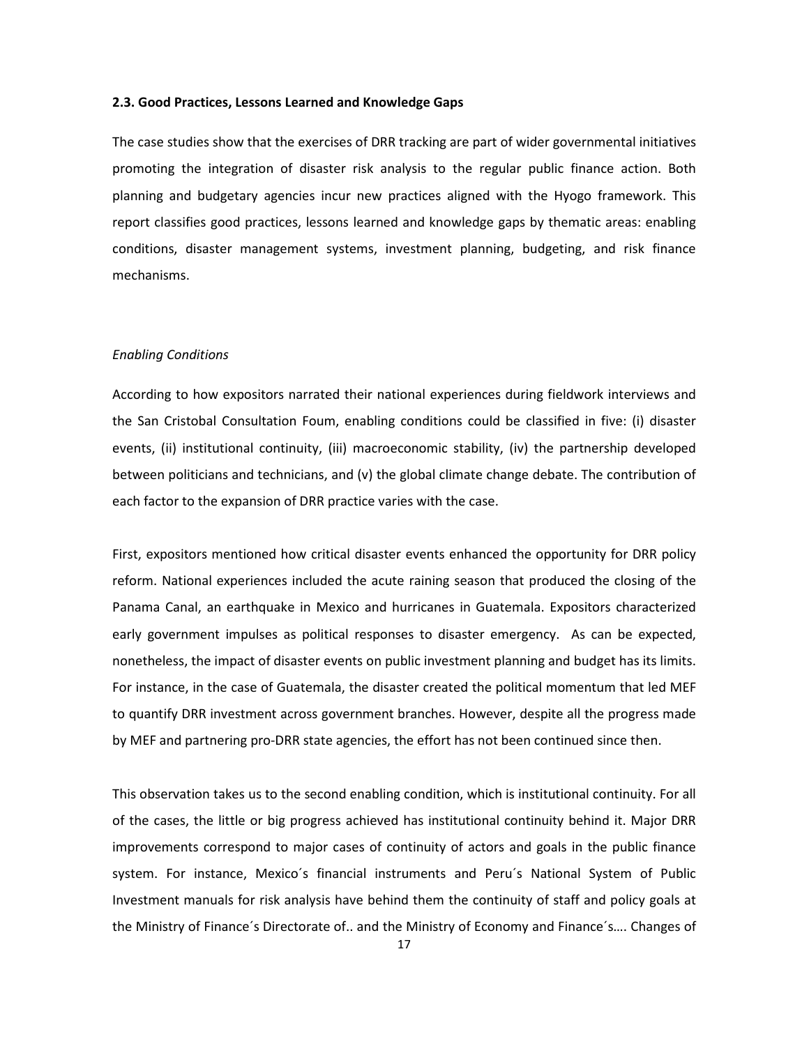### 2.3. Good Practices, Lessons Learned and Knowledge Gaps

The case studies show that the exercises of DRR tracking are part of wider governmental initiatives promoting the integration of disaster risk analysis to the regular public finance action. Both planning and budgetary agencies incur new practices aligned with the Hyogo framework. This report classifies good practices, lessons learned and knowledge gaps by thematic areas: enabling conditions, disaster management systems, investment planning, budgeting, and risk finance mechanisms.

*Enabling Conditions*

According to how expositors narrated their national experiences during fieldwork interviews and the San Cristobal Consultation Foum, enabling conditions could be classified in five: (i) disaster events, (ii) institutional continuity, (iii) macroeconomic stability, (iv) the partnership developed between politicians and technicians, and (v) the global climate change debate. The contribution of each factor to the expansion of DRR practice varies with the case.

First, expositors mentioned how critical disaster events enhanced the opportunity for DRR policy reform. National experiences included the acute raining season that produced the closing of the Panama Canal, an earthquake in Mexico and hurricanes in Guatemala. Expositors characterized early government impulses as political responses to disaster emergency. As can be expected, nonetheless, the impact of disaster events on public investment planning and budget has its limits. For instance, in the case of Guatemala, the disaster created the political momentum that led MEF to quantify DRR investment across government branches. However, despite all the progress made by MEF and partnering pro-DRR state agencies, the effort has not been continued since then.

This observation takes us to the second enabling condition, which is institutional continuity. For all of the cases, the little or big progress achieved has institutional continuity behind it. Major DRR improvements correspond to major cases of continuity of actors and goals in the public finance system. For instance, Mexico´s financial instruments and Peru´s National System of Public Investment manuals for risk analysis have behind them the continuity of staff and policy goals at the Ministry of Finance´s Directorate of.. and the Ministry of Economy and Finance´s…. Changes of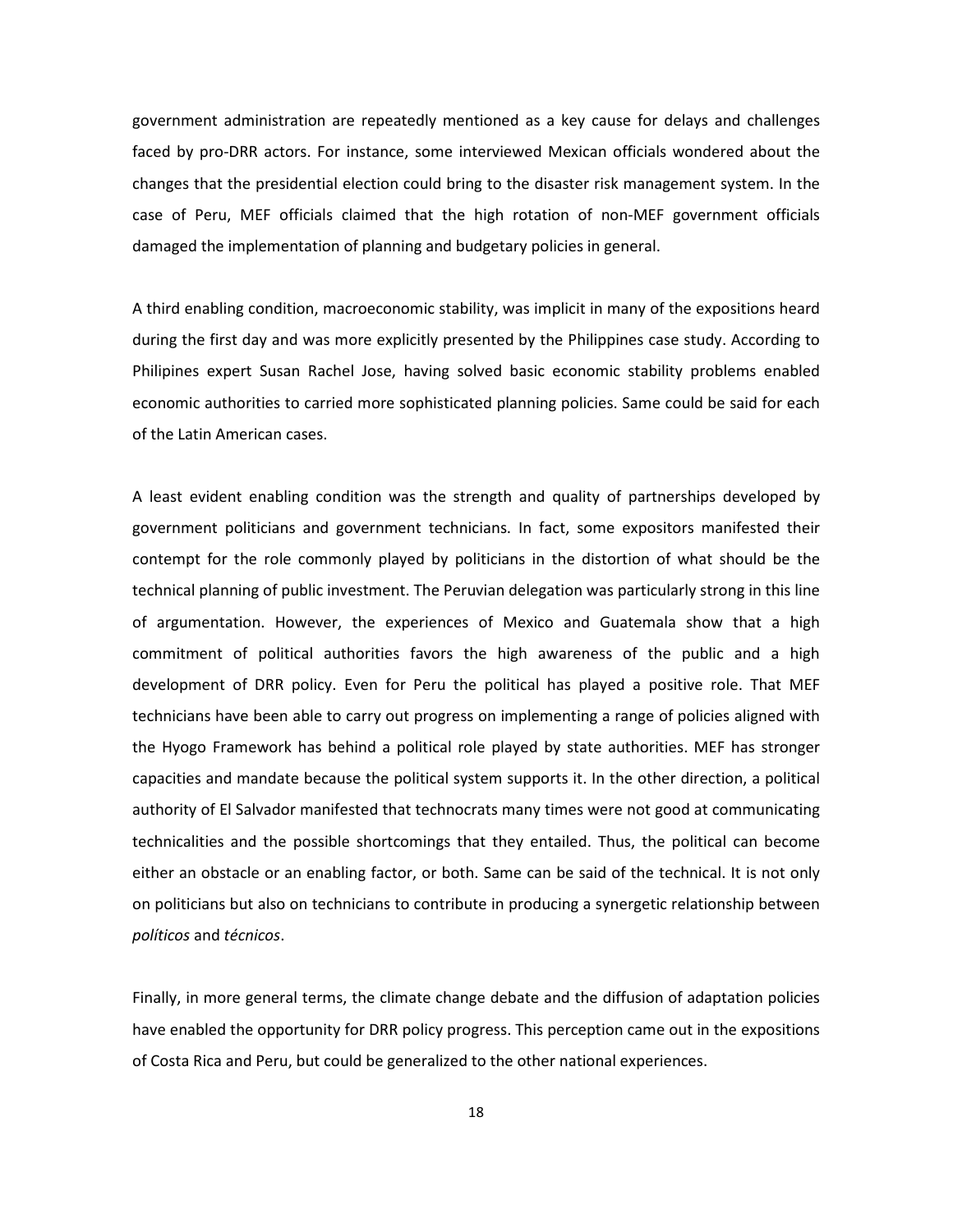government administration are repeatedly mentioned as a key cause for delays and challenges faced by pro-DRR actors. For instance, some interviewed Mexican officials wondered about the changes that the presidential election could bring to the disaster risk management system. In the case of Peru, MEF officials claimed that the high rotation of non-MEF government officials damaged the implementation of planning and budgetary policies in general.

A third enabling condition, macroeconomic stability, was implicit in many of the expositions heard during the first day and was more explicitly presented by the Philippines case study. According to Philipines expert Susan Rachel Jose, having solved basic economic stability problems enabled economic authorities to carried more sophisticated planning policies. Same could be said for each of the Latin American cases.

A least evident enabling condition was the strength and quality of partnerships developed by government politicians and government technicians. In fact, some expositors manifested their contempt for the role commonly played by politicians in the distortion of what should be the technical planning of public investment. The Peruvian delegation was particularly strong in this line of argumentation. However, the experiences of Mexico and Guatemala show that a high commitment of political authorities favors the high awareness of the public and a high development of DRR policy. Even for Peru the political has played a positive role. That MEF technicians have been able to carry out progress on implementing a range of policies aligned with the Hyogo Framework has behind a political role played by state authorities. MEF has stronger capacities and mandate because the political system supports it. In the other direction, a political authority of El Salvador manifested that technocrats many times were not good at communicating technicalities and the possible shortcomings that they entailed. Thus, the political can become either an obstacle or an enabling factor, or both. Same can be said of the technical. It is not only on politicians but also on technicians to contribute in producing a synergetic relationship between *políticos* and *técnicos*.

Finally, in more general terms, the climate change debate and the diffusion of adaptation policies have enabled the opportunity for DRR policy progress. This perception came out in the expositions of Costa Rica and Peru, but could be generalized to the other national experiences.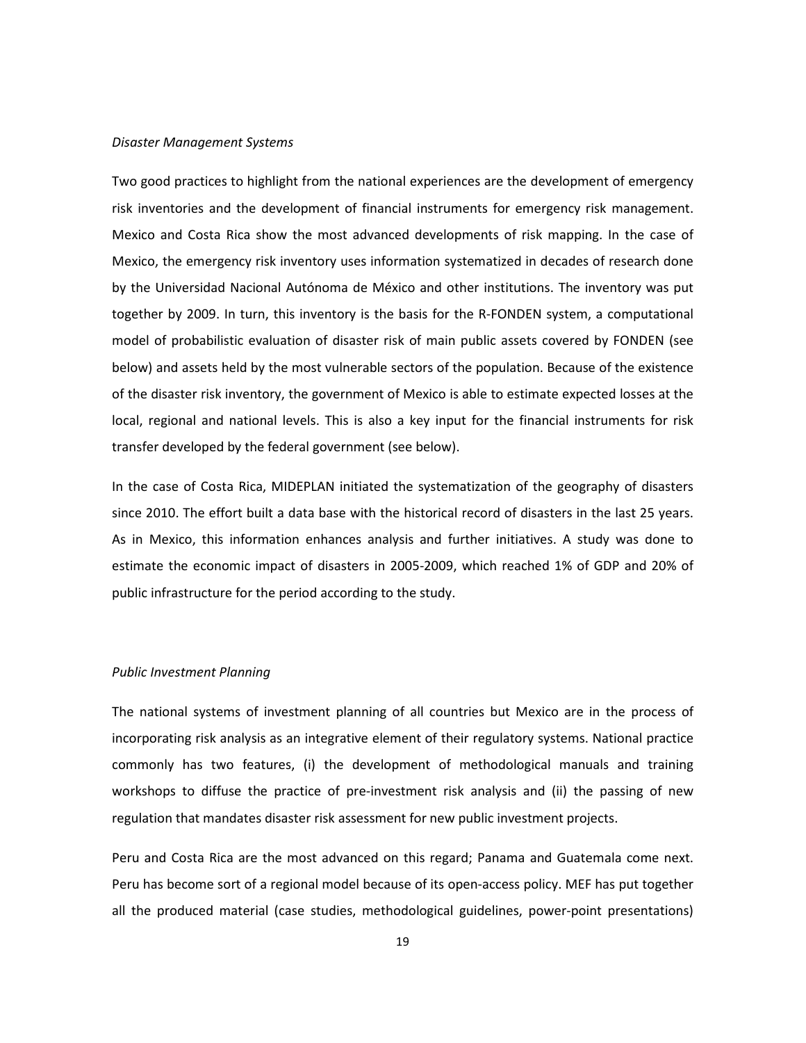*Disaster Management Systems*

Two good practices to highlight from the national experiences are the development of emergency risk inventories and the development of financial instruments for emergency risk management. Mexico and Costa Rica show the most advanced developments of risk mapping. In the case of Mexico, the emergency risk inventory uses information systematized in decades of research done by the Universidad Nacional Autónoma de México and other institutions. The inventory was put together by 2009. In turn, this inventory is the basis for the R-FONDEN system, a computational model of probabilistic evaluation of disaster risk of main public assets covered by FONDEN (see below) and assets held by the most vulnerable sectors of the population. Because of the existence of the disaster risk inventory, the government of Mexico is able to estimate expected losses at the local, regional and national levels. This is also a key input for the financial instruments for risk transfer developed by the federal government (see below).

In the case of Costa Rica, MIDEPLAN initiated the systematization of the geography of disasters since 2010. The effort built a data base with the historical record of disasters in the last 25 years. As in Mexico, this information enhances analysis and further initiatives. A study was done to estimate the economic impact of disasters in 2005-2009, which reached 1% of GDP and 20% of public infrastructure for the period according to the study.

*Public Investment Planning*

The national systems of investment planning of all countries but Mexico are in the process of incorporating risk analysis as an integrative element of their regulatory systems. National practice commonly has two features, (i) the development of methodological manuals and training workshops to diffuse the practice of pre-investment risk analysis and (ii) the passing of new regulation that mandates disaster risk assessment for new public investment projects.

Peru and Costa Rica are the most advanced on this regard; Panama and Guatemala come next. Peru has become sort of a regional model because of its open-access policy. MEF has put together all the produced material (case studies, methodological guidelines, power-point presentations)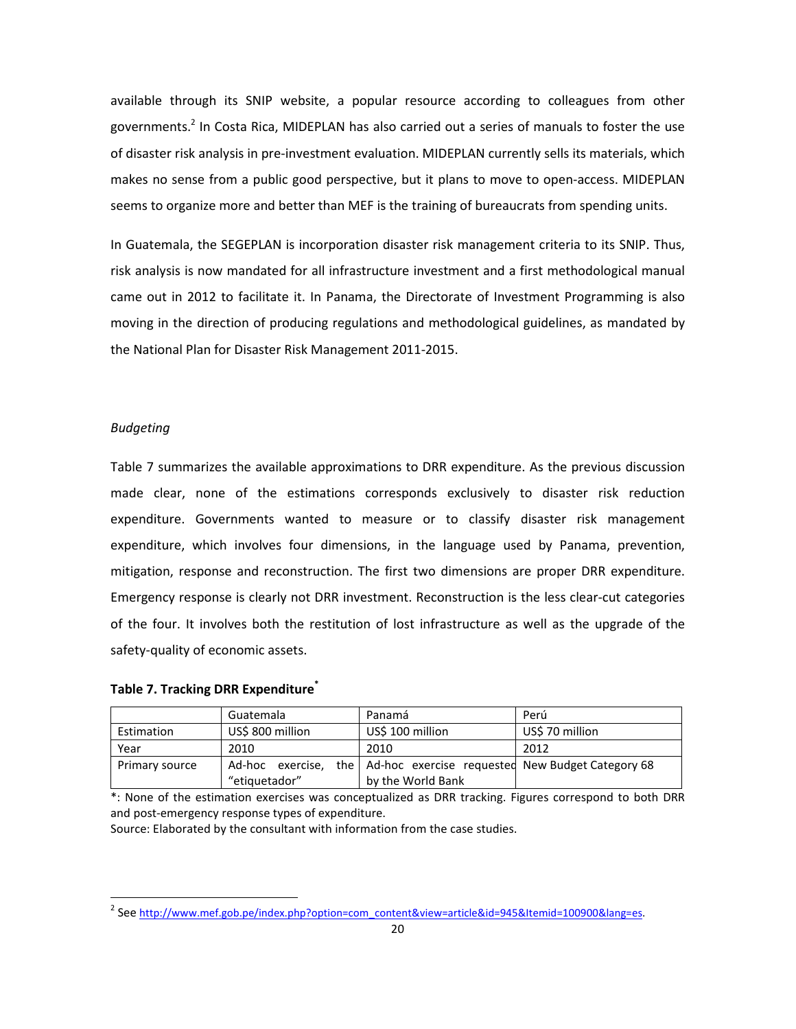available through its SNIP website, a popular resource according to colleagues from other governments.[2] In Costa Rica, MIDEPLAN has also carried out a series of manuals to foster the use of disaster risk analysis in pre-investment evaluation. MIDEPLAN currently sells its materials, which makes no sense from a public good perspective, but it plans to move to open-access. MIDEPLAN seems to organize more and better than MEF is the training of bureaucrats from spending units.

In Guatemala, the SEGEPLAN is incorporation disaster risk management criteria to its SNIP. Thus, risk analysis is now mandated for all infrastructure investment and a first methodological manual came out in 2012 to facilitate it. In Panama, the Directorate of Investment Programming is also moving in the direction of producing regulations and methodological guidelines, as mandated by the National Plan for Disaster Risk Management 2011-2015.

*Budgeting*

Table 7 summarizes the available approximations to DRR expenditure. As the previous discussion made clear, none of the estimations corresponds exclusively to disaster risk reduction expenditure. Governments wanted to measure or to classify disaster risk management expenditure, which involves four dimensions, in the language used by Panama, prevention, mitigation, response and reconstruction. The first two dimensions are proper DRR expenditure. Emergency response is clearly not DRR investment. Reconstruction is the less clear-cut categories of the four. It involves both the restitution of lost infrastructure as well as the upgrade of the safety-quality of economic assets.

**Table 7. Tracking DRR Expenditure***

| | Guatemala | Panamá | Perú |
|---|---|---|---|
| Estimation | US$ 800 million | US$ 100 million | US$ 70 million |
| Year | 2010 | 2010 | 2012 |
| Primary source | Ad-hoc exercise, the "etiquetador" | Ad-hoc exercise requested by the World Bank | New Budget Category 68 |

*: None of the estimation exercises was conceptualized as DRR tracking. Figures correspond to both DRR and post-emergency response types of expenditure.

Source: Elaborated by the consultant with information from the case studies.

[2] See http://www.mef.gob.pe/index.php?option=com_content&view=article&id=945&Itemid=100900&lang=es.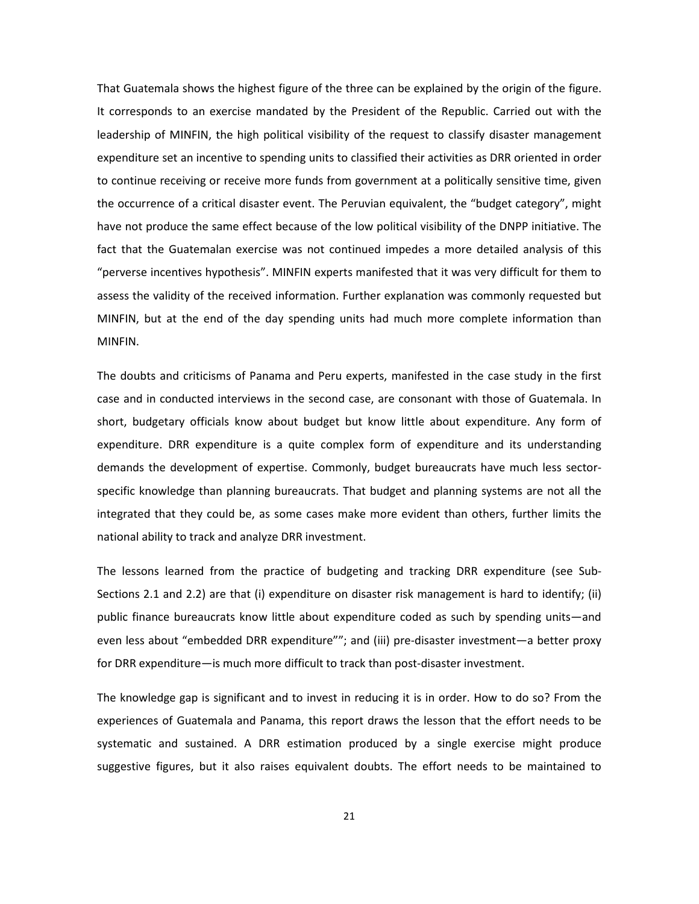That Guatemala shows the highest figure of the three can be explained by the origin of the figure. It corresponds to an exercise mandated by the President of the Republic. Carried out with the leadership of MINFIN, the high political visibility of the request to classify disaster management expenditure set an incentive to spending units to classified their activities as DRR oriented in order to continue receiving or receive more funds from government at a politically sensitive time, given the occurrence of a critical disaster event. The Peruvian equivalent, the "budget category", might have not produce the same effect because of the low political visibility of the DNPP initiative. The fact that the Guatemalan exercise was not continued impedes a more detailed analysis of this "perverse incentives hypothesis". MINFIN experts manifested that it was very difficult for them to assess the validity of the received information. Further explanation was commonly requested but MINFIN, but at the end of the day spending units had much more complete information than MINFIN.

The doubts and criticisms of Panama and Peru experts, manifested in the case study in the first case and in conducted interviews in the second case, are consonant with those of Guatemala. In short, budgetary officials know about budget but know little about expenditure. Any form of expenditure. DRR expenditure is a quite complex form of expenditure and its understanding demands the development of expertise. Commonly, budget bureaucrats have much less sector-specific knowledge than planning bureaucrats. That budget and planning systems are not all the integrated that they could be, as some cases make more evident than others, further limits the national ability to track and analyze DRR investment.

The lessons learned from the practice of budgeting and tracking DRR expenditure (see Sub-Sections 2.1 and 2.2) are that (i) expenditure on disaster risk management is hard to identify; (ii) public finance bureaucrats know little about expenditure coded as such by spending units—and even less about "embedded DRR expenditure""; and (iii) pre-disaster investment—a better proxy for DRR expenditure—is much more difficult to track than post-disaster investment.

The knowledge gap is significant and to invest in reducing it is in order. How to do so? From the experiences of Guatemala and Panama, this report draws the lesson that the effort needs to be systematic and sustained. A DRR estimation produced by a single exercise might produce suggestive figures, but it also raises equivalent doubts. The effort needs to be maintained to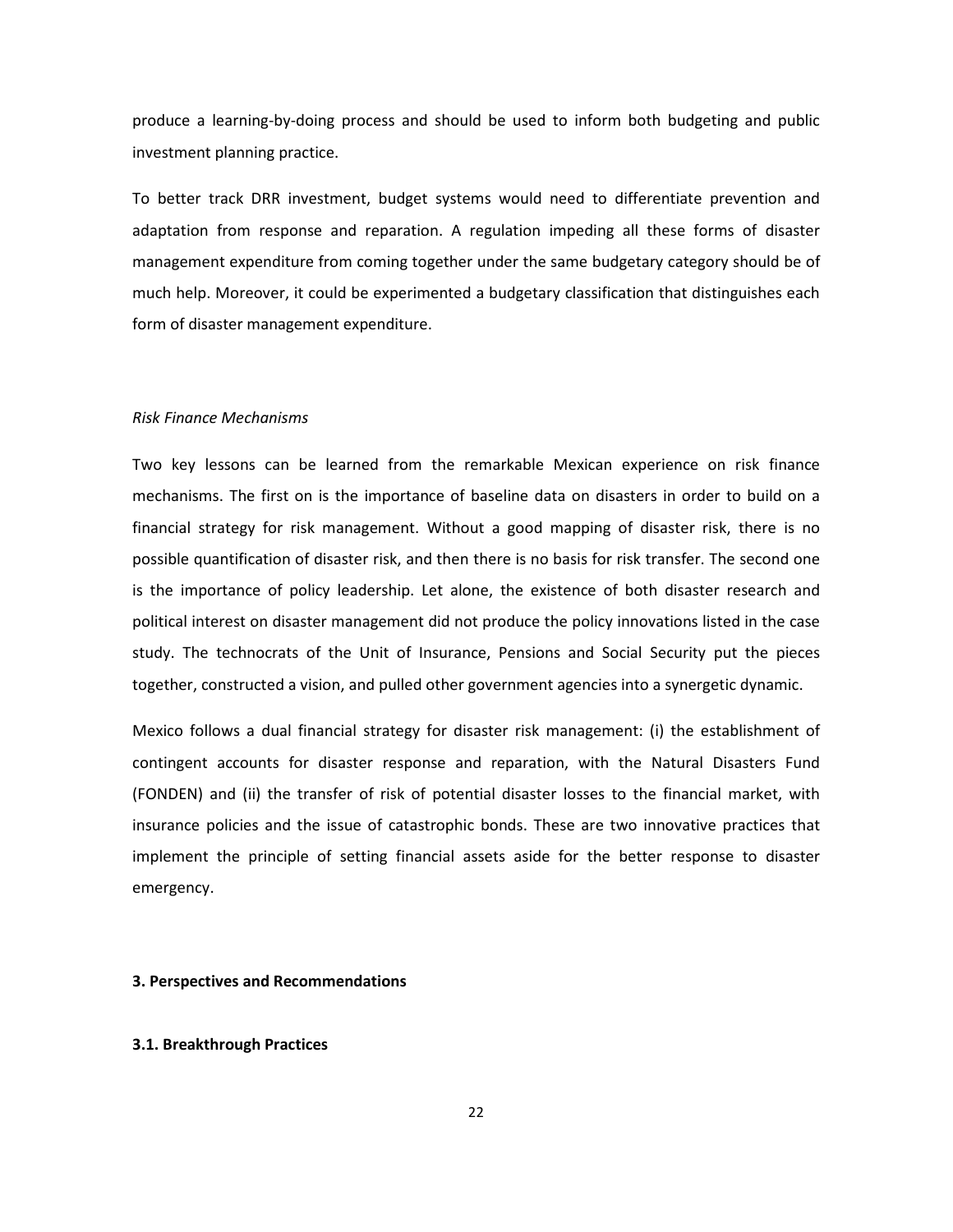produce a learning-by-doing process and should be used to inform both budgeting and public investment planning practice.

To better track DRR investment, budget systems would need to differentiate prevention and adaptation from response and reparation. A regulation impeding all these forms of disaster management expenditure from coming together under the same budgetary category should be of much help. Moreover, it could be experimented a budgetary classification that distinguishes each form of disaster management expenditure.

*Risk Finance Mechanisms*

Two key lessons can be learned from the remarkable Mexican experience on risk finance mechanisms. The first on is the importance of baseline data on disasters in order to build on a financial strategy for risk management. Without a good mapping of disaster risk, there is no possible quantification of disaster risk, and then there is no basis for risk transfer. The second one is the importance of policy leadership. Let alone, the existence of both disaster research and political interest on disaster management did not produce the policy innovations listed in the case study. The technocrats of the Unit of Insurance, Pensions and Social Security put the pieces together, constructed a vision, and pulled other government agencies into a synergetic dynamic.

Mexico follows a dual financial strategy for disaster risk management: (i) the establishment of contingent accounts for disaster response and reparation, with the Natural Disasters Fund (FONDEN) and (ii) the transfer of risk of potential disaster losses to the financial market, with insurance policies and the issue of catastrophic bonds. These are two innovative practices that implement the principle of setting financial assets aside for the better response to disaster emergency.

## 3. Perspectives and Recommendations

### 3.1. Breakthrough Practices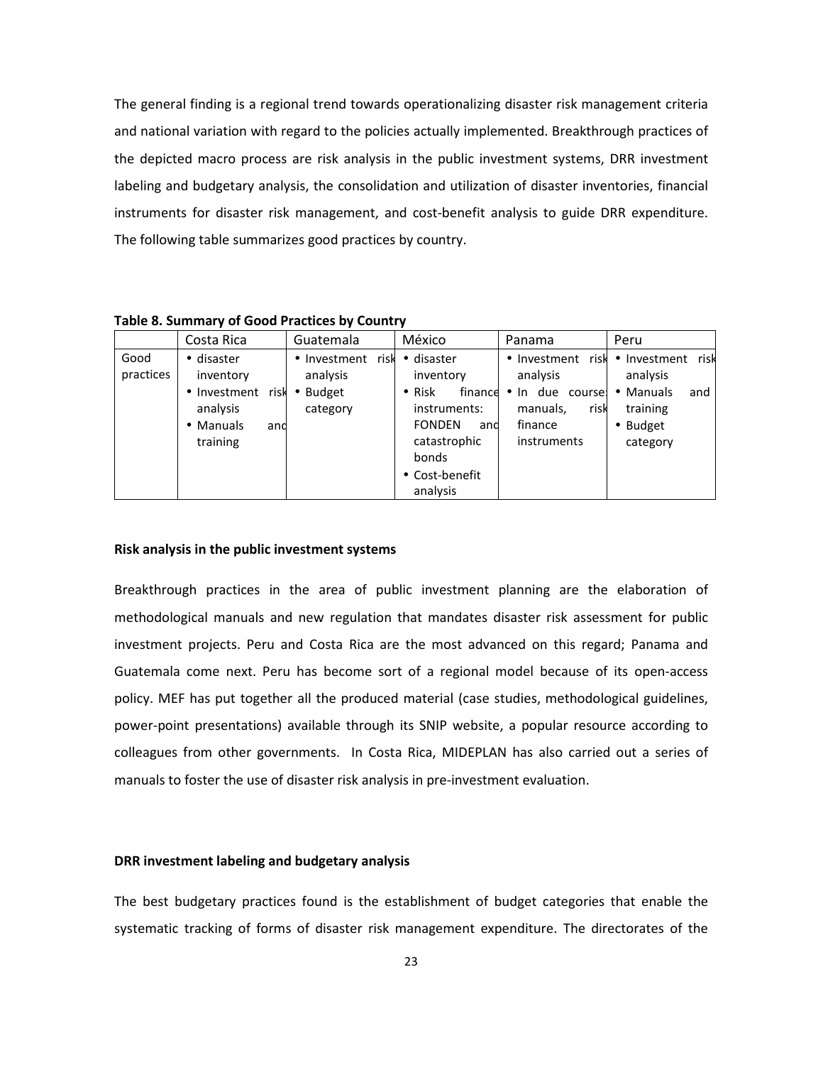The general finding is a regional trend towards operationalizing disaster risk management criteria and national variation with regard to the policies actually implemented. Breakthrough practices of the depicted macro process are risk analysis in the public investment systems, DRR investment labeling and budgetary analysis, the consolidation and utilization of disaster inventories, financial instruments for disaster risk management, and cost-benefit analysis to guide DRR expenditure. The following table summarizes good practices by country.

**Table 8. Summary of Good Practices by Country**

| | Costa Rica | Guatemala | México | Panama | Peru |
|---|---|---|---|---|---|
| Good practices | • disaster inventory<br>• Investment risk analysis<br>• Manuals and training | • Investment risk analysis<br>• Budget category | • disaster inventory<br>• Risk finance instruments: FONDEN and catastrophic bonds<br>• Cost-benefit analysis | • Investment risk analysis<br>• In due course: manuals, risk finance instruments | • Investment risk analysis<br>• Manuals and training<br>• Budget category |

**Risk analysis in the public investment systems**

Breakthrough practices in the area of public investment planning are the elaboration of methodological manuals and new regulation that mandates disaster risk assessment for public investment projects. Peru and Costa Rica are the most advanced on this regard; Panama and Guatemala come next. Peru has become sort of a regional model because of its open-access policy. MEF has put together all the produced material (case studies, methodological guidelines, power-point presentations) available through its SNIP website, a popular resource according to colleagues from other governments. In Costa Rica, MIDEPLAN has also carried out a series of manuals to foster the use of disaster risk analysis in pre-investment evaluation.

**DRR investment labeling and budgetary analysis**

The best budgetary practices found is the establishment of budget categories that enable the systematic tracking of forms of disaster risk management expenditure. The directorates of the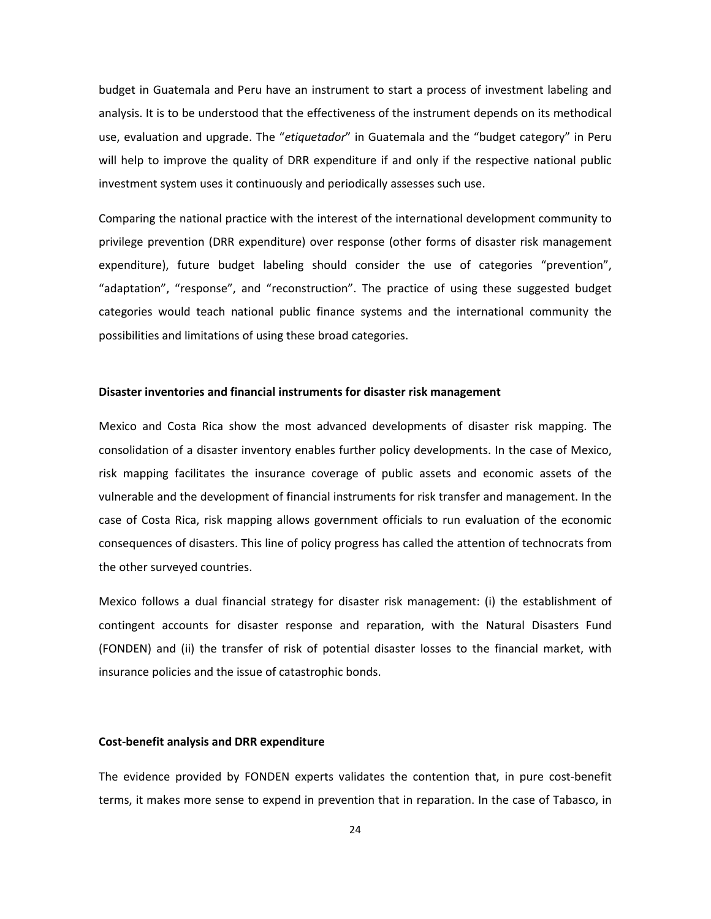budget in Guatemala and Peru have an instrument to start a process of investment labeling and analysis. It is to be understood that the effectiveness of the instrument depends on its methodical use, evaluation and upgrade. The "*etiquetador*" in Guatemala and the "budget category" in Peru will help to improve the quality of DRR expenditure if and only if the respective national public investment system uses it continuously and periodically assesses such use.

Comparing the national practice with the interest of the international development community to privilege prevention (DRR expenditure) over response (other forms of disaster risk management expenditure), future budget labeling should consider the use of categories "prevention", "adaptation", "response", and "reconstruction". The practice of using these suggested budget categories would teach national public finance systems and the international community the possibilities and limitations of using these broad categories.

**Disaster inventories and financial instruments for disaster risk management**

Mexico and Costa Rica show the most advanced developments of disaster risk mapping. The consolidation of a disaster inventory enables further policy developments. In the case of Mexico, risk mapping facilitates the insurance coverage of public assets and economic assets of the vulnerable and the development of financial instruments for risk transfer and management. In the case of Costa Rica, risk mapping allows government officials to run evaluation of the economic consequences of disasters. This line of policy progress has called the attention of technocrats from the other surveyed countries.

Mexico follows a dual financial strategy for disaster risk management: (i) the establishment of contingent accounts for disaster response and reparation, with the Natural Disasters Fund (FONDEN) and (ii) the transfer of risk of potential disaster losses to the financial market, with insurance policies and the issue of catastrophic bonds.

**Cost-benefit analysis and DRR expenditure**

The evidence provided by FONDEN experts validates the contention that, in pure cost-benefit terms, it makes more sense to expend in prevention that in reparation. In the case of Tabasco, in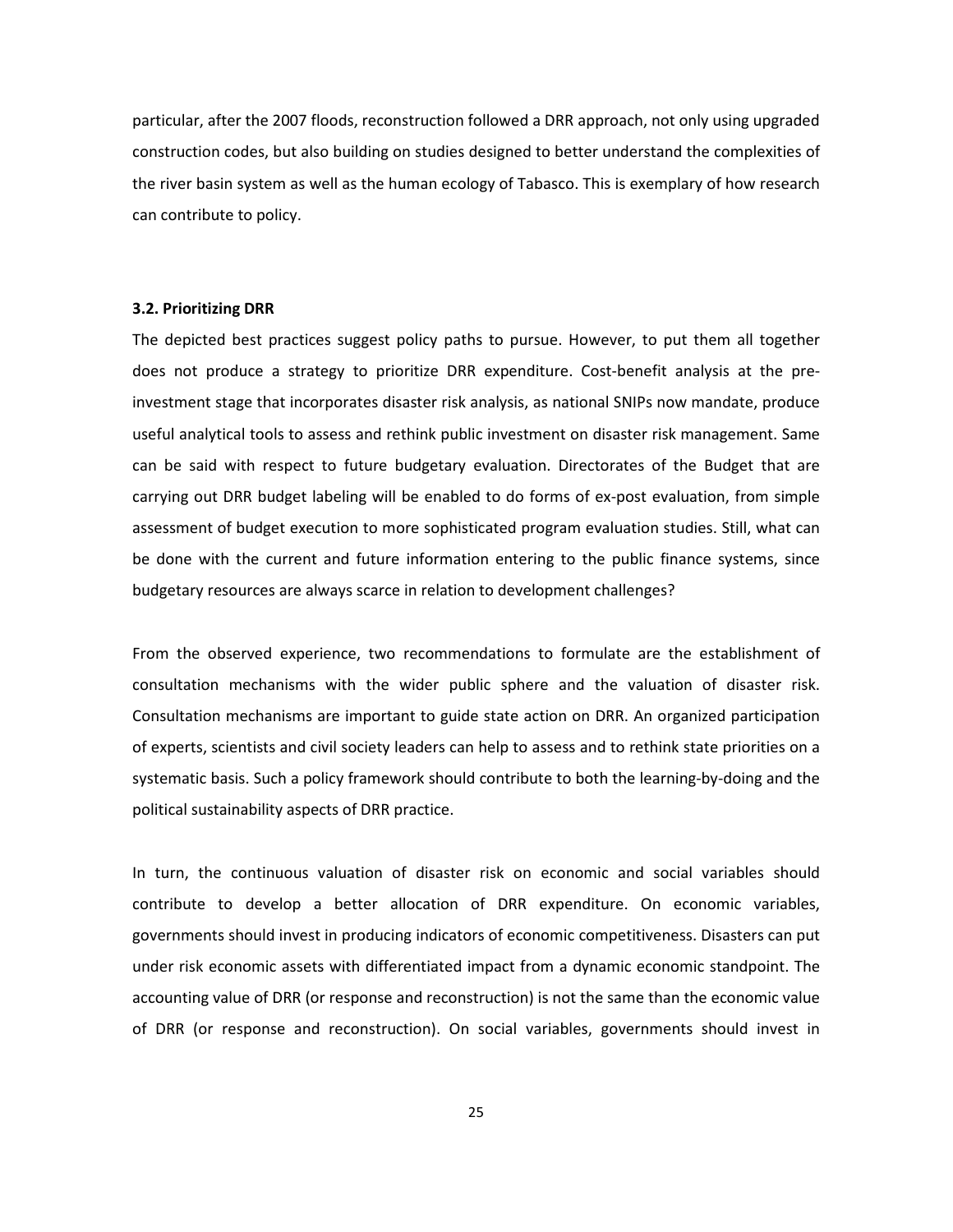particular, after the 2007 floods, reconstruction followed a DRR approach, not only using upgraded construction codes, but also building on studies designed to better understand the complexities of the river basin system as well as the human ecology of Tabasco. This is exemplary of how research can contribute to policy.

### 3.2. Prioritizing DRR

The depicted best practices suggest policy paths to pursue. However, to put them all together does not produce a strategy to prioritize DRR expenditure. Cost-benefit analysis at the pre-investment stage that incorporates disaster risk analysis, as national SNIPs now mandate, produce useful analytical tools to assess and rethink public investment on disaster risk management. Same can be said with respect to future budgetary evaluation. Directorates of the Budget that are carrying out DRR budget labeling will be enabled to do forms of ex-post evaluation, from simple assessment of budget execution to more sophisticated program evaluation studies. Still, what can be done with the current and future information entering to the public finance systems, since budgetary resources are always scarce in relation to development challenges?

From the observed experience, two recommendations to formulate are the establishment of consultation mechanisms with the wider public sphere and the valuation of disaster risk. Consultation mechanisms are important to guide state action on DRR. An organized participation of experts, scientists and civil society leaders can help to assess and to rethink state priorities on a systematic basis. Such a policy framework should contribute to both the learning-by-doing and the political sustainability aspects of DRR practice.

In turn, the continuous valuation of disaster risk on economic and social variables should contribute to develop a better allocation of DRR expenditure. On economic variables, governments should invest in producing indicators of economic competitiveness. Disasters can put under risk economic assets with differentiated impact from a dynamic economic standpoint. The accounting value of DRR (or response and reconstruction) is not the same than the economic value of DRR (or response and reconstruction). On social variables, governments should invest in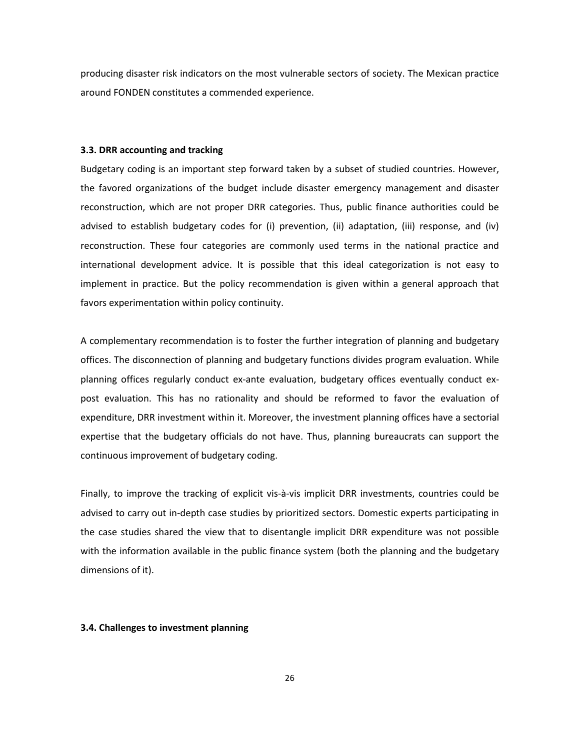producing disaster risk indicators on the most vulnerable sectors of society. The Mexican practice around FONDEN constitutes a commended experience.

### 3.3. DRR accounting and tracking

Budgetary coding is an important step forward taken by a subset of studied countries. However, the favored organizations of the budget include disaster emergency management and disaster reconstruction, which are not proper DRR categories. Thus, public finance authorities could be advised to establish budgetary codes for (i) prevention, (ii) adaptation, (iii) response, and (iv) reconstruction. These four categories are commonly used terms in the national practice and international development advice. It is possible that this ideal categorization is not easy to implement in practice. But the policy recommendation is given within a general approach that favors experimentation within policy continuity.

A complementary recommendation is to foster the further integration of planning and budgetary offices. The disconnection of planning and budgetary functions divides program evaluation. While planning offices regularly conduct ex-ante evaluation, budgetary offices eventually conduct ex-post evaluation. This has no rationality and should be reformed to favor the evaluation of expenditure, DRR investment within it. Moreover, the investment planning offices have a sectorial expertise that the budgetary officials do not have. Thus, planning bureaucrats can support the continuous improvement of budgetary coding.

Finally, to improve the tracking of explicit vis-à-vis implicit DRR investments, countries could be advised to carry out in-depth case studies by prioritized sectors. Domestic experts participating in the case studies shared the view that to disentangle implicit DRR expenditure was not possible with the information available in the public finance system (both the planning and the budgetary dimensions of it).

### 3.4. Challenges to investment planning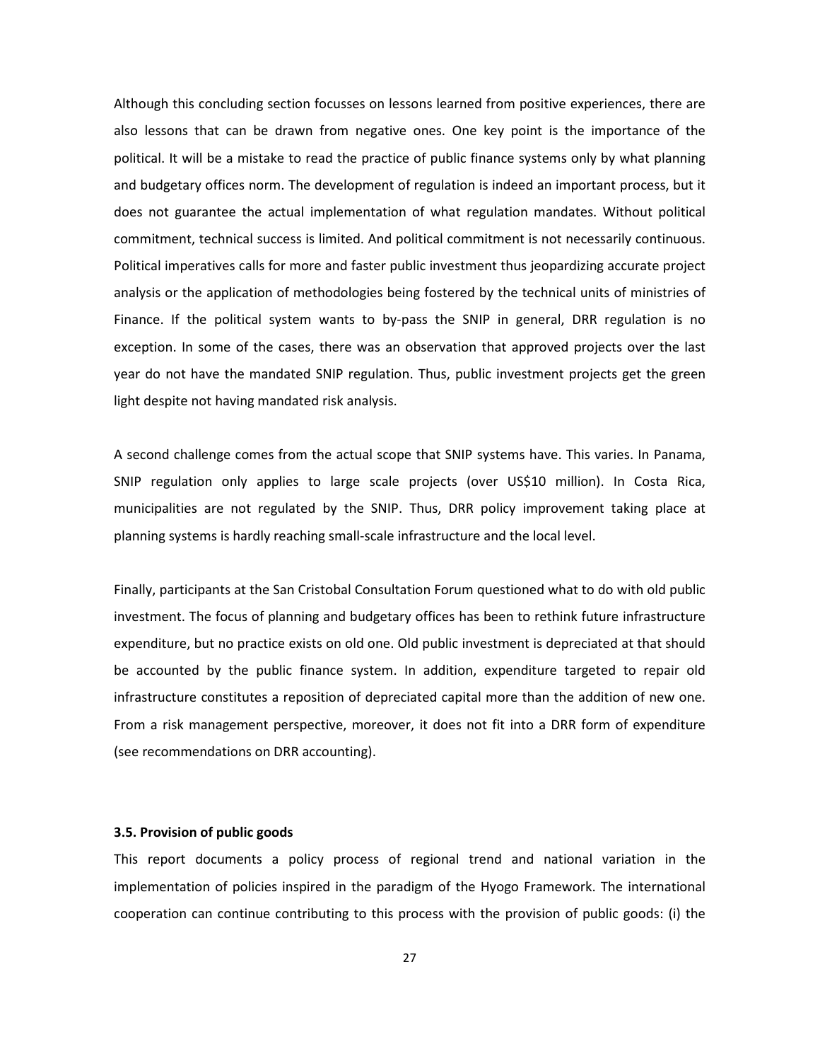Although this concluding section focusses on lessons learned from positive experiences, there are also lessons that can be drawn from negative ones. One key point is the importance of the political. It will be a mistake to read the practice of public finance systems only by what planning and budgetary offices norm. The development of regulation is indeed an important process, but it does not guarantee the actual implementation of what regulation mandates. Without political commitment, technical success is limited. And political commitment is not necessarily continuous. Political imperatives calls for more and faster public investment thus jeopardizing accurate project analysis or the application of methodologies being fostered by the technical units of ministries of Finance. If the political system wants to by-pass the SNIP in general, DRR regulation is no exception. In some of the cases, there was an observation that approved projects over the last year do not have the mandated SNIP regulation. Thus, public investment projects get the green light despite not having mandated risk analysis.

A second challenge comes from the actual scope that SNIP systems have. This varies. In Panama, SNIP regulation only applies to large scale projects (over US$10 million). In Costa Rica, municipalities are not regulated by the SNIP. Thus, DRR policy improvement taking place at planning systems is hardly reaching small-scale infrastructure and the local level.

Finally, participants at the San Cristobal Consultation Forum questioned what to do with old public investment. The focus of planning and budgetary offices has been to rethink future infrastructure expenditure, but no practice exists on old one. Old public investment is depreciated at that should be accounted by the public finance system. In addition, expenditure targeted to repair old infrastructure constitutes a reposition of depreciated capital more than the addition of new one. From a risk management perspective, moreover, it does not fit into a DRR form of expenditure (see recommendations on DRR accounting).

### 3.5. Provision of public goods

This report documents a policy process of regional trend and national variation in the implementation of policies inspired in the paradigm of the Hyogo Framework. The international cooperation can continue contributing to this process with the provision of public goods: (i) the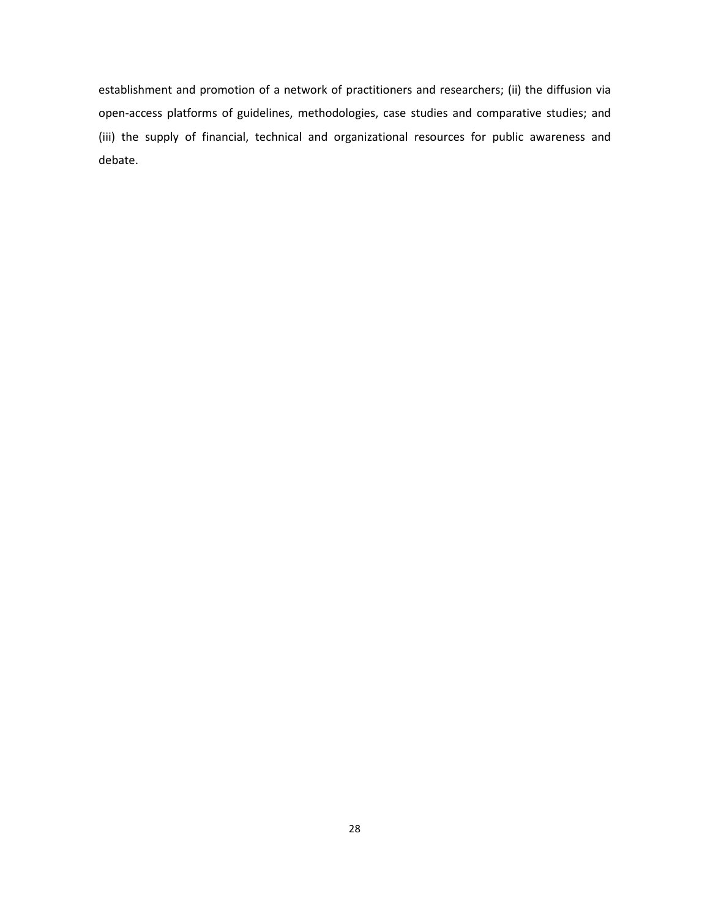establishment and promotion of a network of practitioners and researchers; (ii) the diffusion via open-access platforms of guidelines, methodologies, case studies and comparative studies; and (iii) the supply of financial, technical and organizational resources for public awareness and debate.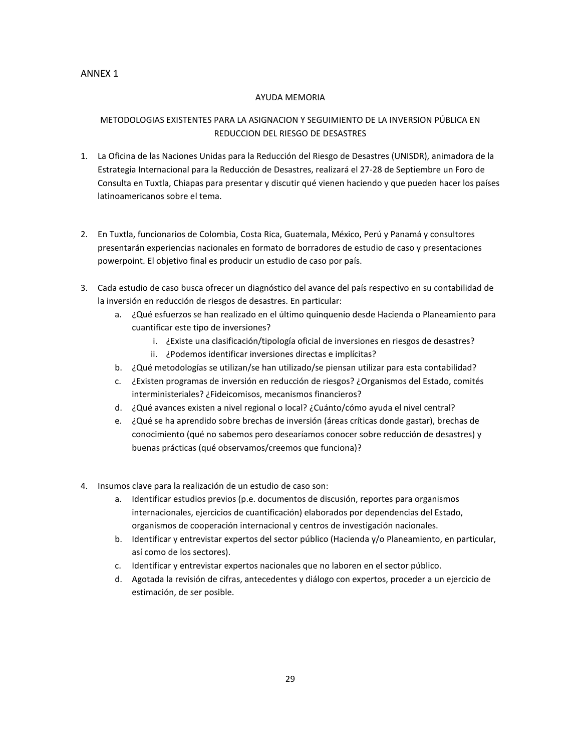ANNEX 1

## AYUDA MEMORIA

## METODOLOGIAS EXISTENTES PARA LA ASIGNACION Y SEGUIMIENTO DE LA INVERSION PÚBLICA EN REDUCCION DEL RIESGO DE DESASTRES

1. La Oficina de las Naciones Unidas para la Reducción del Riesgo de Desastres (UNISDR), animadora de la Estrategia Internacional para la Reducción de Desastres, realizará el 27-28 de Septiembre un Foro de Consulta en Tuxtla, Chiapas para presentar y discutir qué vienen haciendo y que pueden hacer los países latinoamericanos sobre el tema.

2. En Tuxtla, funcionarios de Colombia, Costa Rica, Guatemala, México, Perú y Panamá y consultores presentarán experiencias nacionales en formato de borradores de estudio de caso y presentaciones powerpoint. El objetivo final es producir un estudio de caso por país.

3. Cada estudio de caso busca ofrecer un diagnóstico del avance del país respectivo en su contabilidad de la inversión en reducción de riesgos de desastres. En particular:
   a. ¿Qué esfuerzos se han realizado en el último quinquenio desde Hacienda o Planeamiento para cuantificar este tipo de inversiones?
      i. ¿Existe una clasificación/tipología oficial de inversiones en riesgos de desastres?
      ii. ¿Podemos identificar inversiones directas e implícitas?
   b. ¿Qué metodologías se utilizan/se han utilizado/se piensan utilizar para esta contabilidad?
   c. ¿Existen programas de inversión en reducción de riesgos? ¿Organismos del Estado, comités interministeriales? ¿Fideicomisos, mecanismos financieros?
   d. ¿Qué avances existen a nivel regional o local? ¿Cuánto/cómo ayuda el nivel central?
   e. ¿Qué se ha aprendido sobre brechas de inversión (áreas críticas donde gastar), brechas de conocimiento (qué no sabemos pero desearíamos conocer sobre reducción de desastres) y buenas prácticas (qué observamos/creemos que funciona)?

4. Insumos clave para la realización de un estudio de caso son:
   a. Identificar estudios previos (p.e. documentos de discusión, reportes para organismos internacionales, ejercicios de cuantificación) elaborados por dependencias del Estado, organismos de cooperación internacional y centros de investigación nacionales.
   b. Identificar y entrevistar expertos del sector público (Hacienda y/o Planeamiento, en particular, así como de los sectores).
   c. Identificar y entrevistar expertos nacionales que no laboren en el sector público.
   d. Agotada la revisión de cifras, antecedentes y diálogo con expertos, proceder a un ejercicio de estimación, de ser posible.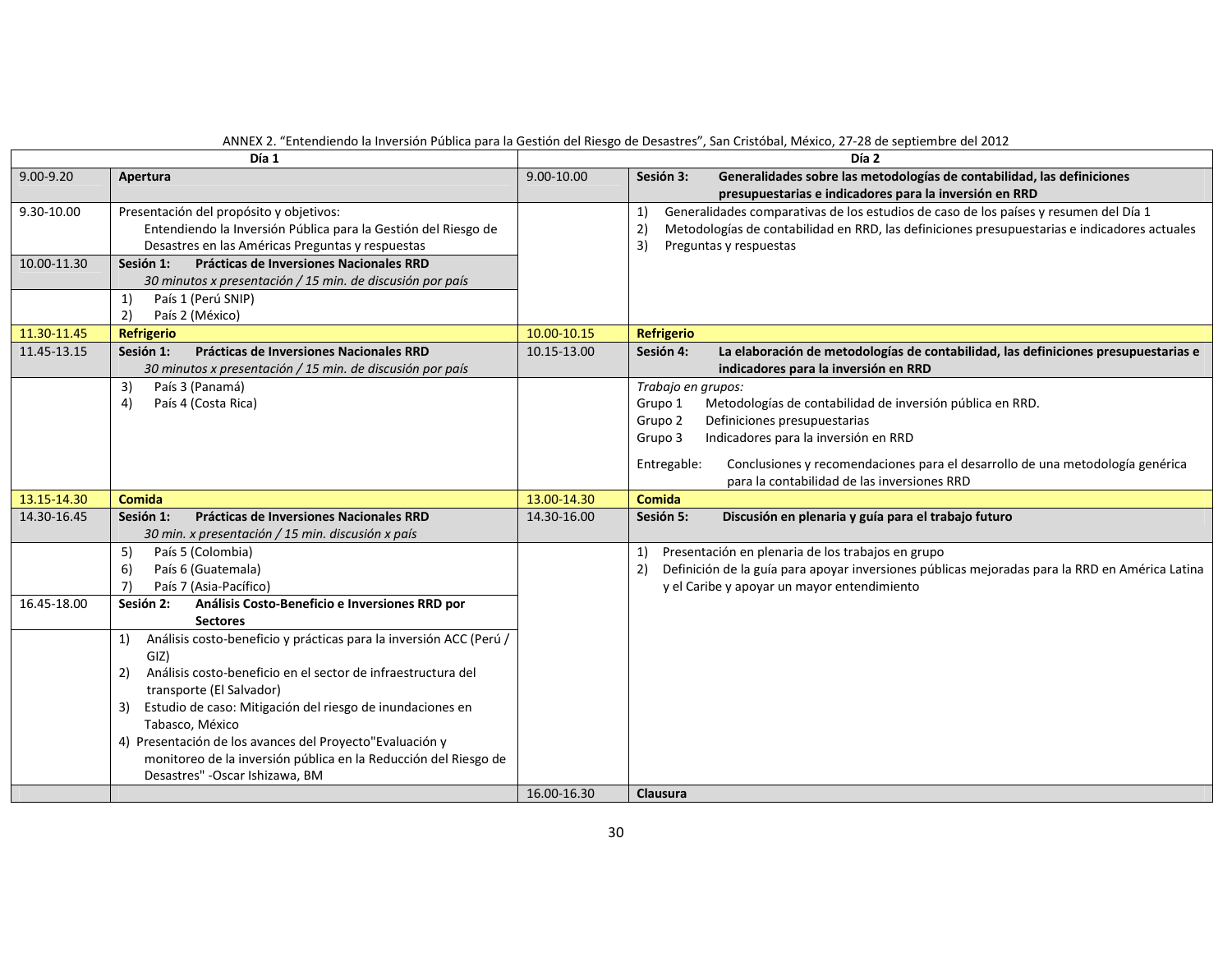ANNEX 2. "Entendiendo la Inversión Pública para la Gestión del Riesgo de Desastres", San Cristóbal, México, 27-28 de septiembre del 2012

| Día 1 | | Día 2 | |
|---|---|---|---|
| 9.00-9.20 | **Apertura** | 9.00-10.00 | **Sesión 3: Generalidades sobre las metodologías de contabilidad, las definiciones presupuestarias e indicadores para la inversión en RRD** |
| 9.30-10.00 | Presentación del propósito y objetivos: Entendiendo la Inversión Pública para la Gestión del Riesgo de Desastres en las Américas Preguntas y respuestas | | 1) Generalidades comparativas de los estudios de caso de los países y resumen del Día 1<br>2) Metodologías de contabilidad en RRD, las definiciones presupuestarias e indicadores actuales<br>3) Preguntas y respuestas |
| 10.00-11.30 | **Sesión 1: Prácticas de Inversiones Nacionales RRD**<br>*30 minutos x presentación / 15 min. de discusión por país* | | |
| | 1) País 1 (Perú SNIP)<br>2) País 2 (México) | | |
| 11.30-11.45 | **Refrigerio** | 10.00-10.15 | **Refrigerio** |
| 11.45-13.15 | **Sesión 1: Prácticas de Inversiones Nacionales RRD**<br>*30 minutos x presentación / 15 min. de discusión por país* | 10.15-13.00 | **Sesión 4: La elaboración de metodologías de contabilidad, las definiciones presupuestarias e indicadores para la inversión en RRD** |
| | 3) País 3 (Panamá)<br>4) País 4 (Costa Rica) | | *Trabajo en grupos:*<br>Grupo 1 Metodologías de contabilidad de inversión pública en RRD.<br>Grupo 2 Definiciones presupuestarias<br>Grupo 3 Indicadores para la inversión en RRD<br>Entregable: Conclusiones y recomendaciones para el desarrollo de una metodología genérica para la contabilidad de las inversiones RRD |
| 13.15-14.30 | **Comida** | 13.00-14.30 | **Comida** |
| 14.30-16.45 | **Sesión 1: Prácticas de Inversiones Nacionales RRD**<br>*30 min. x presentación / 15 min. discusión x país* | 14.30-16.00 | **Sesión 5: Discusión en plenaria y guía para el trabajo futuro** |
| | 5) País 5 (Colombia)<br>6) País 6 (Guatemala)<br>7) País 7 (Asia-Pacífico) | | 1) Presentación en plenaria de los trabajos en grupo<br>2) Definición de la guía para apoyar inversiones públicas mejoradas para la RRD en América Latina y el Caribe y apoyar un mayor entendimiento |
| 16.45-18.00 | **Sesión 2: Análisis Costo-Beneficio e Inversiones RRD por Sectores** | | |
| | 1) Análisis costo-beneficio y prácticas para la inversión ACC (Perú / GIZ)<br>2) Análisis costo-beneficio en el sector de infraestructura del transporte (El Salvador)<br>3) Estudio de caso: Mitigación del riesgo de inundaciones en Tabasco, México<br>4) Presentación de los avances del Proyecto"Evaluación y monitoreo de la inversión pública en la Reducción del Riesgo de Desastres" -Oscar Ishizawa, BM | | |
| | | 16.00-16.30 | **Clausura** |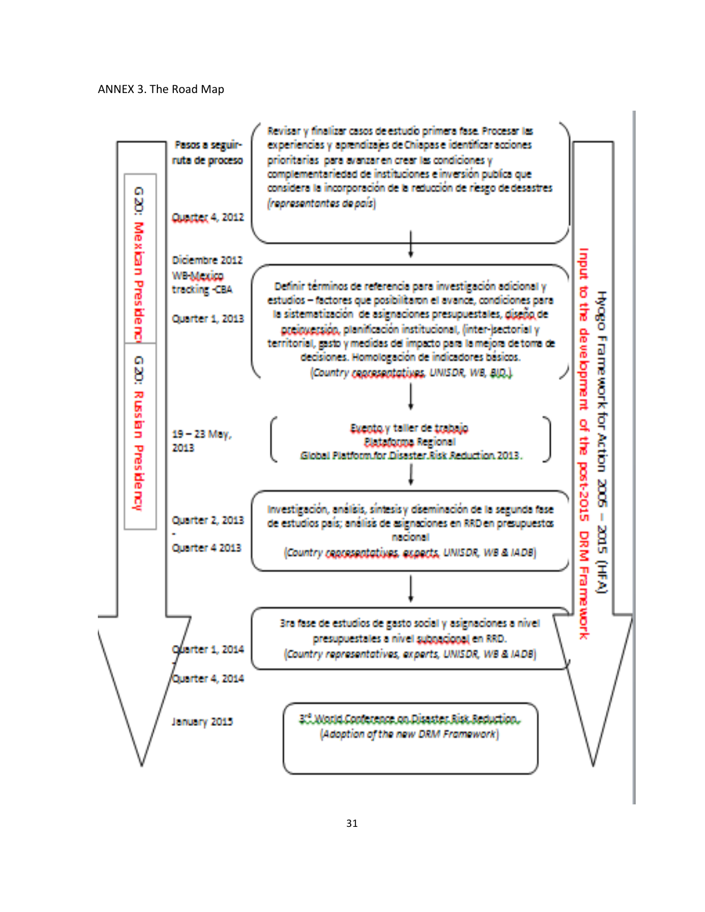ANNEX 3. The Road Map

G 20: Mexican Presidency

G 20: Russian Presidency

Hyogo Framework for Action 2005 – 2015 (HFA)

Input to the development of the post-2015 DRM Framework

Pasos a seguir- ruta de proceso

Quarter 4, 2012

Revisar y finalizar casos de estudio primera fase. Procesar las experiencias y aprendizajes de Chiapas e identificar acciones prioritarias para avanzar en crear las condiciones y complementariedad de instituciones e inversión publica que considera la incorporación de la reducción de riesgo de desastres *(representantes de país)*

Diciembre 2012 WB-Mexico tracking -CBA

Quarter 1, 2013

Definir términos de referencia para investigación adicional y estudios – factores que posibilitaron el avance, condiciones para la sistematización de asignaciones presupuestales, diseño de preinversión, planificación institucional, (inter-)sectorial y territorial, gasto y medidas del impacto para la mejora de toma de decisiones. Homologación de indicadores básicos. *(Country representatives, UNISDR, WB, BID.)*

19 – 23 May, 2013

Evento y taller de trabajo
Plataforma Regional
Global Platform for Disaster Risk Reduction 2013.

Quarter 2, 2013 - Quarter 4 2013

Investigación, análisis, síntesis y diseminación de la segunda fase de estudios país; análisis de asignaciones en RRD en presupuestos nacional *(Country representatives, experts, UNISDR, WB & IADB)*

Quarter 1, 2014 Quarter 4, 2014

3ra fase de estudios de gasto social y asignaciones a nivel presupuestales a nivel subnacional en RRD. *(Country representatives, experts, UNISDR, WB & IADB)*

January 2015

3rd World Conference on Disaster Risk Reduction. *(Adoption of the new DRM Framework)*